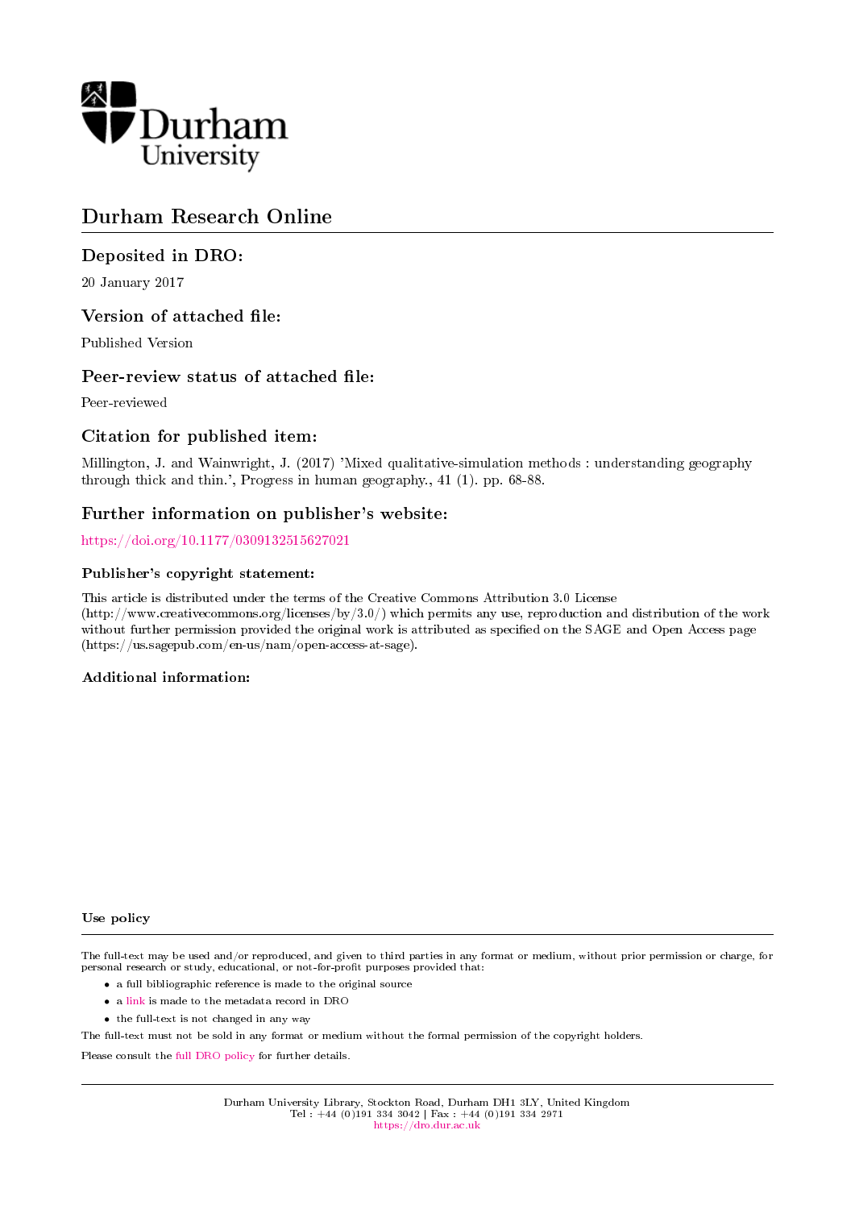Durham University

# Durham Research Online

## Deposited in DRO:

20 January 2017

## Version of attached file:

Published Version

## Peer-review status of attached file:

Peer-reviewed

## Citation for published item:

Millington, J. and Wainwright, J. (2017) 'Mixed qualitative-simulation methods : understanding geography through thick and thin.', Progress in human geography., 41 (1). pp. 68-88.

## Further information on publisher's website:

https://doi.org/10.1177/0309132515627021

### Publisher's copyright statement:

This article is distributed under the terms of the Creative Commons Attribution 3.0 License (http://www.creativecommons.org/licenses/by/3.0/) which permits any use, reproduction and distribution of the work without further permission provided the original work is attributed as specified on the SAGE and Open Access page (https://us.sagepub.com/en-us/nam/open-access-at-sage).

### Additional information:

### Use policy

The full-text may be used and/or reproduced, and given to third parties in any format or medium, without prior permission or charge, for personal research or study, educational, or not-for-profit purposes provided that:

- a full bibliographic reference is made to the original source
- a link is made to the metadata record in DRO
- the full-text is not changed in any way

The full-text must not be sold in any format or medium without the formal permission of the copyright holders.

Please consult the full DRO policy for further details.

Durham University Library, Stockton Road, Durham DH1 3LY, United Kingdom
Tel : +44 (0)191 334 3042 | Fax : +44 (0)191 334 2971
https://dro.dur.ac.uk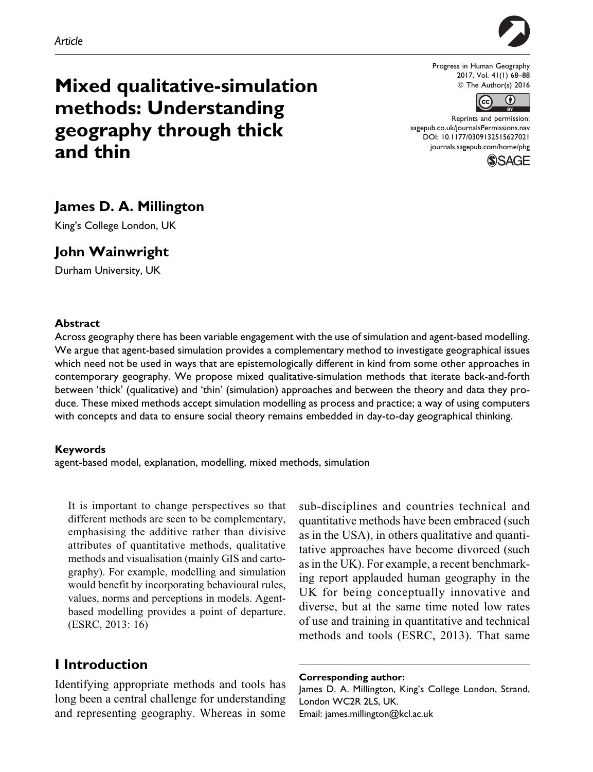Article

# Mixed qualitative-simulation methods: Understanding geography through thick and thin

Progress in Human Geography
2017, Vol. 41(1) 68–88
© The Author(s) 2016
Reprints and permission:
sagepub.co.uk/journalsPermissions.nav
DOI: 10.1177/0309132515627021
journals.sagepub.com/home/phg

**James D. A. Millington**
King's College London, UK

**John Wainwright**
Durham University, UK

### Abstract

Across geography there has been variable engagement with the use of simulation and agent-based modelling. We argue that agent-based simulation provides a complementary method to investigate geographical issues which need not be used in ways that are epistemologically different in kind from some other approaches in contemporary geography. We propose mixed qualitative-simulation methods that iterate back-and-forth between 'thick' (qualitative) and 'thin' (simulation) approaches and between the theory and data they produce. These mixed methods accept simulation modelling as process and practice; a way of using computers with concepts and data to ensure social theory remains embedded in day-to-day geographical thinking.

### Keywords

agent-based model, explanation, modelling, mixed methods, simulation

> It is important to change perspectives so that different methods are seen to be complementary, emphasising the additive rather than divisive attributes of quantitative methods, qualitative methods and visualisation (mainly GIS and cartography). For example, modelling and simulation would benefit by incorporating behavioural rules, values, norms and perceptions in models. Agent-based modelling provides a point of departure. (ESRC, 2013: 16)

## I Introduction

Identifying appropriate methods and tools has long been a central challenge for understanding and representing geography. Whereas in some sub-disciplines and countries technical and quantitative methods have been embraced (such as in the USA), in others qualitative and quantitative approaches have become divorced (such as in the UK). For example, a recent benchmarking report applauded human geography in the UK for being conceptually innovative and diverse, but at the same time noted low rates of use and training in quantitative and technical methods and tools (ESRC, 2013). That same

**Corresponding author:**
James D. A. Millington, King's College London, Strand, London WC2R 2LS, UK.
Email: james.millington@kcl.ac.uk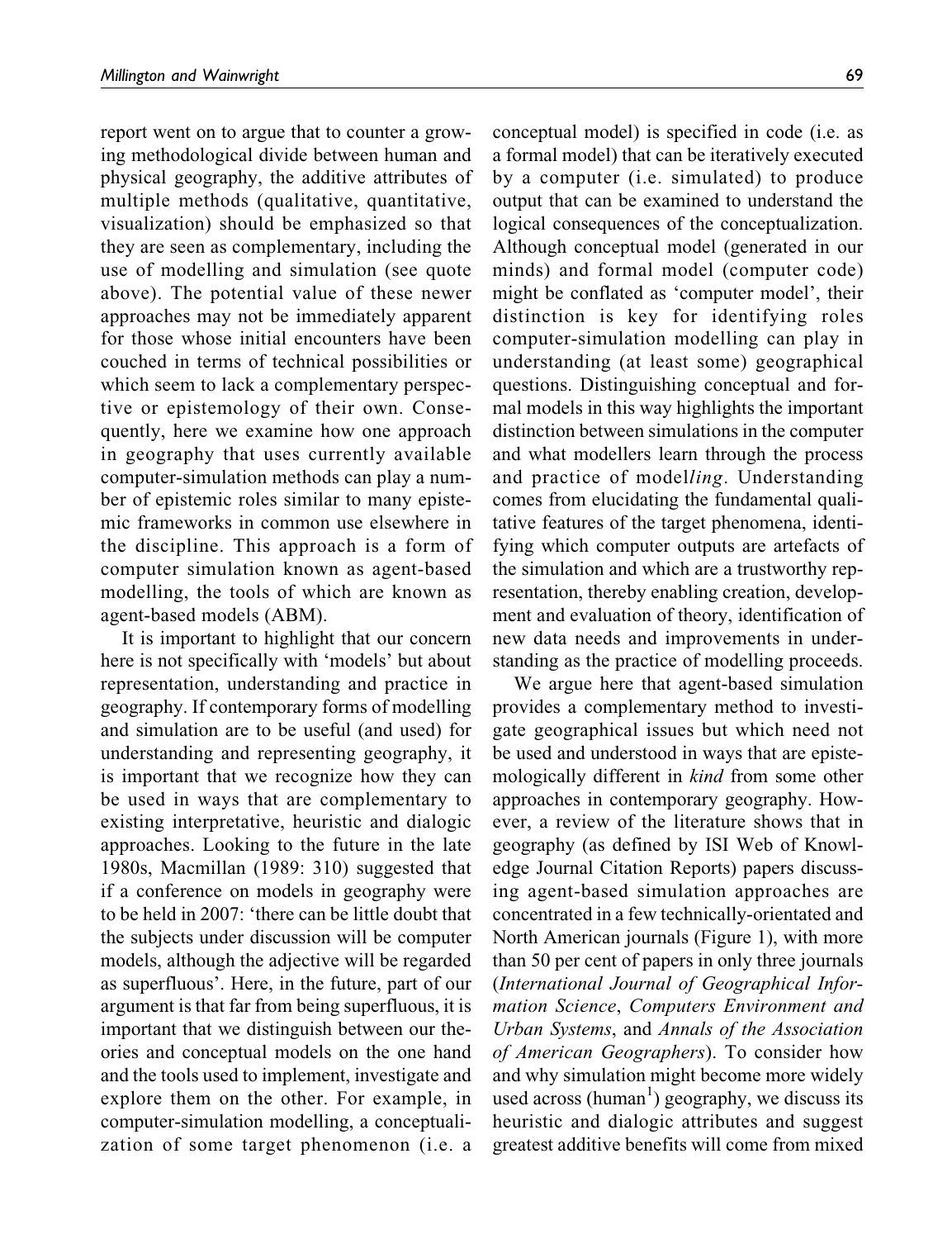report went on to argue that to counter a growing methodological divide between human and physical geography, the additive attributes of multiple methods (qualitative, quantitative, visualization) should be emphasized so that they are seen as complementary, including the use of modelling and simulation (see quote above). The potential value of these newer approaches may not be immediately apparent for those whose initial encounters have been couched in terms of technical possibilities or which seem to lack a complementary perspective or epistemology of their own. Consequently, here we examine how one approach in geography that uses currently available computer-simulation methods can play a number of epistemic roles similar to many epistemic frameworks in common use elsewhere in the discipline. This approach is a form of computer simulation known as agent-based modelling, the tools of which are known as agent-based models (ABM).

It is important to highlight that our concern here is not specifically with 'models' but about representation, understanding and practice in geography. If contemporary forms of modelling and simulation are to be useful (and used) for understanding and representing geography, it is important that we recognize how they can be used in ways that are complementary to existing interpretative, heuristic and dialogic approaches. Looking to the future in the late 1980s, Macmillan (1989: 310) suggested that if a conference on models in geography were to be held in 2007: 'there can be little doubt that the subjects under discussion will be computer models, although the adjective will be regarded as superfluous'. Here, in the future, part of our argument is that far from being superfluous, it is important that we distinguish between our theories and conceptual models on the one hand and the tools used to implement, investigate and explore them on the other. For example, in computer-simulation modelling, a conceptualization of some target phenomenon (i.e. a conceptual model) is specified in code (i.e. as a formal model) that can be iteratively executed by a computer (i.e. simulated) to produce output that can be examined to understand the logical consequences of the conceptualization. Although conceptual model (generated in our minds) and formal model (computer code) might be conflated as 'computer model', their distinction is key for identifying roles computer-simulation modelling can play in understanding (at least some) geographical questions. Distinguishing conceptual and formal models in this way highlights the important distinction between simulations in the computer and what modellers learn through the process and practice of model*ling*. Understanding comes from elucidating the fundamental qualitative features of the target phenomena, identifying which computer outputs are artefacts of the simulation and which are a trustworthy representation, thereby enabling creation, development and evaluation of theory, identification of new data needs and improvements in understanding as the practice of modelling proceeds.

We argue here that agent-based simulation provides a complementary method to investigate geographical issues but which need not be used and understood in ways that are epistemologically different in *kind* from some other approaches in contemporary geography. However, a review of the literature shows that in geography (as defined by ISI Web of Knowledge Journal Citation Reports) papers discussing agent-based simulation approaches are concentrated in a few technically-orientated and North American journals (Figure 1), with more than 50 per cent of papers in only three journals (*International Journal of Geographical Information Science*, *Computers Environment and Urban Systems*, and *Annals of the Association of American Geographers*). To consider how and why simulation might become more widely used across (human[1]) geography, we discuss its heuristic and dialogic attributes and suggest greatest additive benefits will come from mixed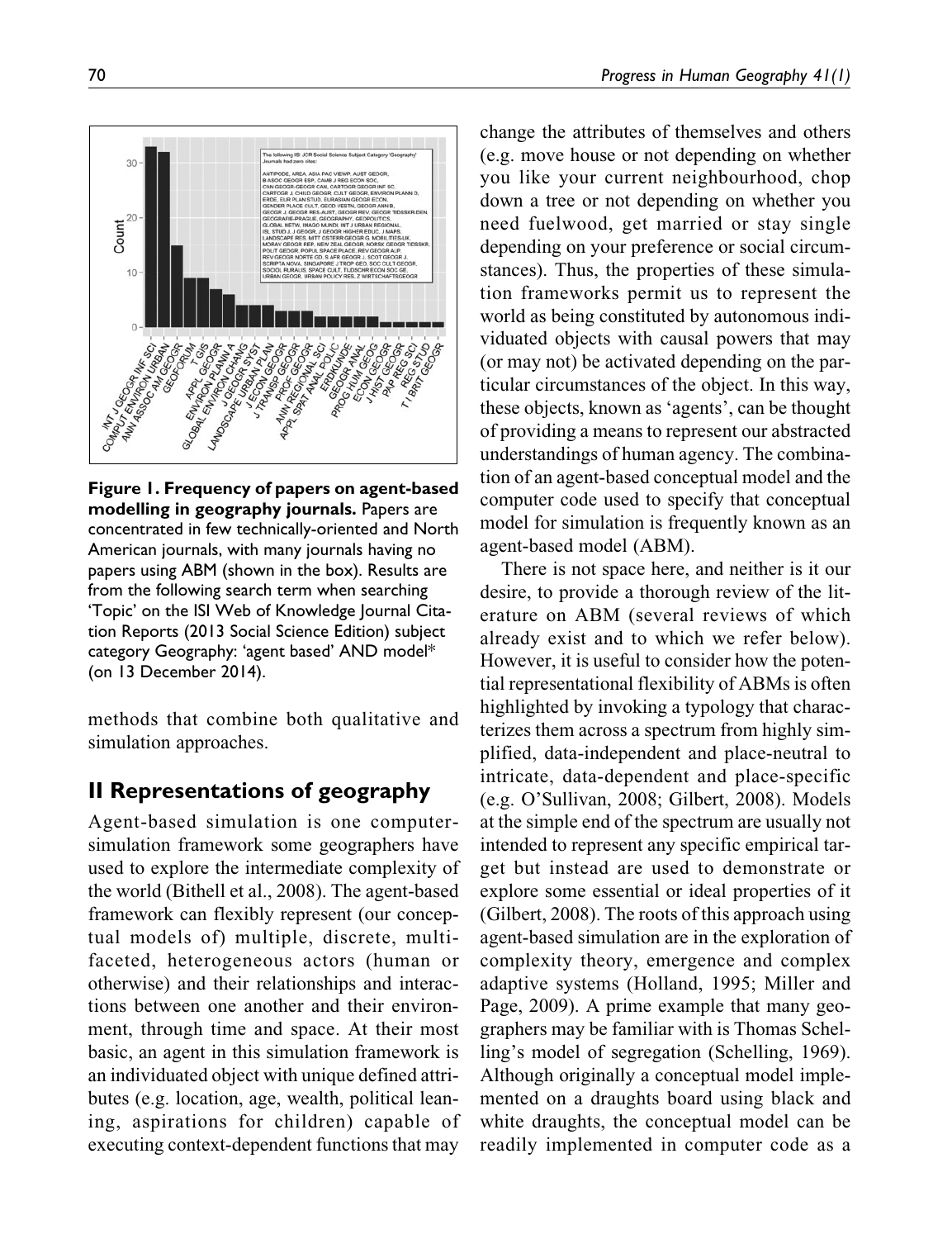**Figure 1. Frequency of papers on agent-based modelling in geography journals.** Papers are concentrated in few technically-oriented and North American journals, with many journals having no papers using ABM (shown in the box). Results are from the following search term when searching 'Topic' on the ISI Web of Knowledge Journal Citation Reports (2013 Social Science Edition) subject category Geography: 'agent based' AND model* (on 13 December 2014).

methods that combine both qualitative and simulation approaches.

## II Representations of geography

Agent-based simulation is one computer-simulation framework some geographers have used to explore the intermediate complexity of the world (Bithell et al., 2008). The agent-based framework can flexibly represent (our conceptual models of) multiple, discrete, multi-faceted, heterogeneous actors (human or otherwise) and their relationships and interactions between one another and their environment, through time and space. At their most basic, an agent in this simulation framework is an individuated object with unique defined attributes (e.g. location, age, wealth, political leaning, aspirations for children) capable of executing context-dependent functions that may change the attributes of themselves and others (e.g. move house or not depending on whether you like your current neighbourhood, chop down a tree or not depending on whether you need fuelwood, get married or stay single depending on your preference or social circumstances). Thus, the properties of these simulation frameworks permit us to represent the world as being constituted by autonomous individuated objects with causal powers that may (or may not) be activated depending on the particular circumstances of the object. In this way, these objects, known as 'agents', can be thought of providing a means to represent our abstracted understandings of human agency. The combination of an agent-based conceptual model and the computer code used to specify that conceptual model for simulation is frequently known as an agent-based model (ABM).

There is not space here, and neither is it our desire, to provide a thorough review of the literature on ABM (several reviews of which already exist and to which we refer below). However, it is useful to consider how the potential representational flexibility of ABMs is often highlighted by invoking a typology that characterizes them across a spectrum from highly simplified, data-independent and place-neutral to intricate, data-dependent and place-specific (e.g. O'Sullivan, 2008; Gilbert, 2008). Models at the simple end of the spectrum are usually not intended to represent any specific empirical target but instead are used to demonstrate or explore some essential or ideal properties of it (Gilbert, 2008). The roots of this approach using agent-based simulation are in the exploration of complexity theory, emergence and complex adaptive systems (Holland, 1995; Miller and Page, 2009). A prime example that many geographers may be familiar with is Thomas Schelling's model of segregation (Schelling, 1969). Although originally a conceptual model implemented on a draughts board using black and white draughts, the conceptual model can be readily implemented in computer code as a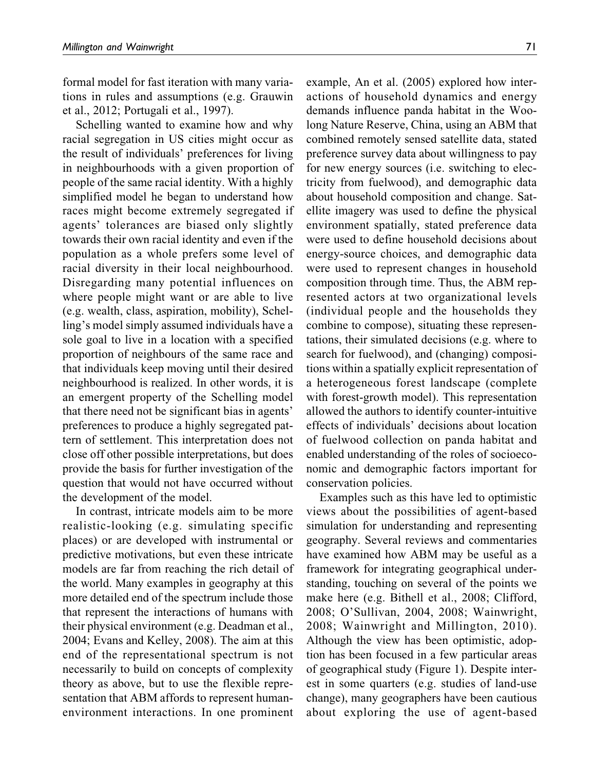formal model for fast iteration with many variations in rules and assumptions (e.g. Grauwin et al., 2012; Portugali et al., 1997).

Schelling wanted to examine how and why racial segregation in US cities might occur as the result of individuals' preferences for living in neighbourhoods with a given proportion of people of the same racial identity. With a highly simplified model he began to understand how races might become extremely segregated if agents' tolerances are biased only slightly towards their own racial identity and even if the population as a whole prefers some level of racial diversity in their local neighbourhood. Disregarding many potential influences on where people might want or are able to live (e.g. wealth, class, aspiration, mobility), Schelling's model simply assumed individuals have a sole goal to live in a location with a specified proportion of neighbours of the same race and that individuals keep moving until their desired neighbourhood is realized. In other words, it is an emergent property of the Schelling model that there need not be significant bias in agents' preferences to produce a highly segregated pattern of settlement. This interpretation does not close off other possible interpretations, but does provide the basis for further investigation of the question that would not have occurred without the development of the model.

In contrast, intricate models aim to be more realistic-looking (e.g. simulating specific places) or are developed with instrumental or predictive motivations, but even these intricate models are far from reaching the rich detail of the world. Many examples in geography at this more detailed end of the spectrum include those that represent the interactions of humans with their physical environment (e.g. Deadman et al., 2004; Evans and Kelley, 2008). The aim at this end of the representational spectrum is not necessarily to build on concepts of complexity theory as above, but to use the flexible representation that ABM affords to represent human-environment interactions. In one prominent example, An et al. (2005) explored how interactions of household dynamics and energy demands influence panda habitat in the Woolong Nature Reserve, China, using an ABM that combined remotely sensed satellite data, stated preference survey data about willingness to pay for new energy sources (i.e. switching to electricity from fuelwood), and demographic data about household composition and change. Satellite imagery was used to define the physical environment spatially, stated preference data were used to define household decisions about energy-source choices, and demographic data were used to represent changes in household composition through time. Thus, the ABM represented actors at two organizational levels (individual people and the households they combine to compose), situating these representations, their simulated decisions (e.g. where to search for fuelwood), and (changing) compositions within a spatially explicit representation of a heterogeneous forest landscape (complete with forest-growth model). This representation allowed the authors to identify counter-intuitive effects of individuals' decisions about location of fuelwood collection on panda habitat and enabled understanding of the roles of socioeconomic and demographic factors important for conservation policies.

Examples such as this have led to optimistic views about the possibilities of agent-based simulation for understanding and representing geography. Several reviews and commentaries have examined how ABM may be useful as a framework for integrating geographical understanding, touching on several of the points we make here (e.g. Bithell et al., 2008; Clifford, 2008; O'Sullivan, 2004, 2008; Wainwright, 2008; Wainwright and Millington, 2010). Although the view has been optimistic, adoption has been focused in a few particular areas of geographical study (Figure 1). Despite interest in some quarters (e.g. studies of land-use change), many geographers have been cautious about exploring the use of agent-based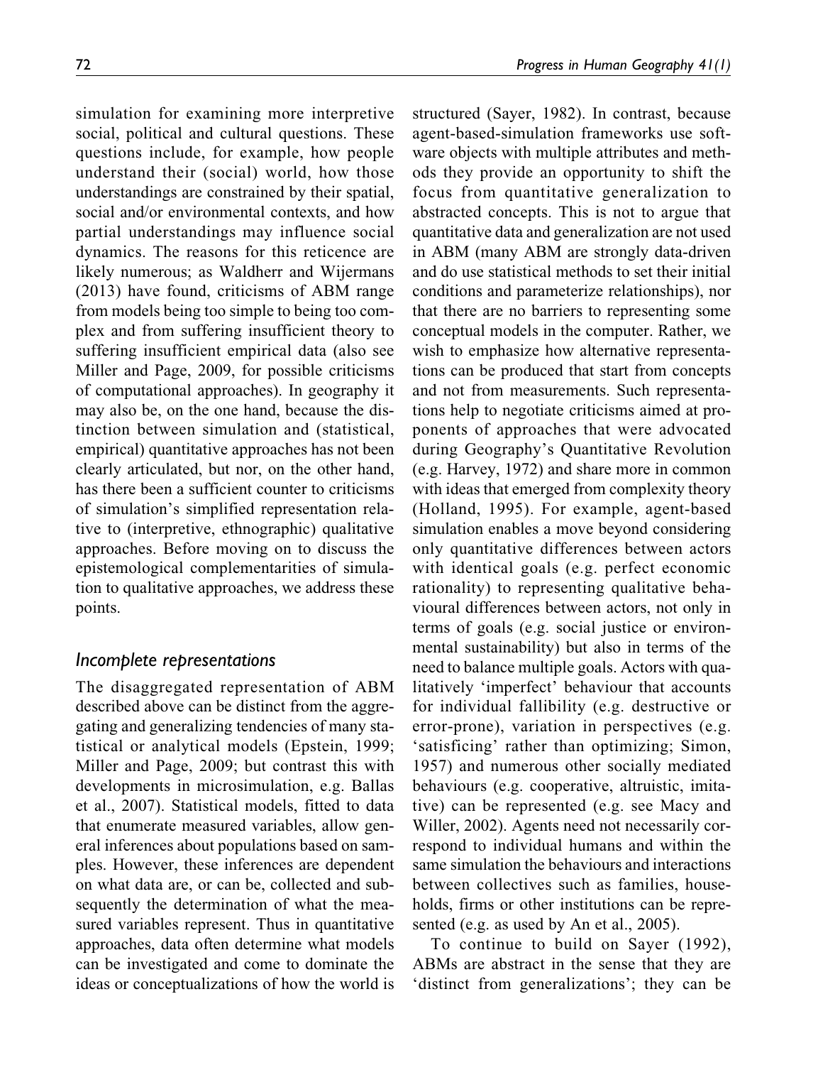simulation for examining more interpretive social, political and cultural questions. These questions include, for example, how people understand their (social) world, how those understandings are constrained by their spatial, social and/or environmental contexts, and how partial understandings may influence social dynamics. The reasons for this reticence are likely numerous; as Waldherr and Wijermans (2013) have found, criticisms of ABM range from models being too simple to being too complex and from suffering insufficient theory to suffering insufficient empirical data (also see Miller and Page, 2009, for possible criticisms of computational approaches). In geography it may also be, on the one hand, because the distinction between simulation and (statistical, empirical) quantitative approaches has not been clearly articulated, but nor, on the other hand, has there been a sufficient counter to criticisms of simulation's simplified representation relative to (interpretive, ethnographic) qualitative approaches. Before moving on to discuss the epistemological complementarities of simulation to qualitative approaches, we address these points.

## Incomplete representations

The disaggregated representation of ABM described above can be distinct from the aggregating and generalizing tendencies of many statistical or analytical models (Epstein, 1999; Miller and Page, 2009; but contrast this with developments in microsimulation, e.g. Ballas et al., 2007). Statistical models, fitted to data that enumerate measured variables, allow general inferences about populations based on samples. However, these inferences are dependent on what data are, or can be, collected and subsequently the determination of what the measured variables represent. Thus in quantitative approaches, data often determine what models can be investigated and come to dominate the ideas or conceptualizations of how the world is structured (Sayer, 1982). In contrast, because agent-based-simulation frameworks use software objects with multiple attributes and methods they provide an opportunity to shift the focus from quantitative generalization to abstracted concepts. This is not to argue that quantitative data and generalization are not used in ABM (many ABM are strongly data-driven and do use statistical methods to set their initial conditions and parameterize relationships), nor that there are no barriers to representing some conceptual models in the computer. Rather, we wish to emphasize how alternative representations can be produced that start from concepts and not from measurements. Such representations help to negotiate criticisms aimed at proponents of approaches that were advocated during Geography's Quantitative Revolution (e.g. Harvey, 1972) and share more in common with ideas that emerged from complexity theory (Holland, 1995). For example, agent-based simulation enables a move beyond considering only quantitative differences between actors with identical goals (e.g. perfect economic rationality) to representing qualitative behavioural differences between actors, not only in terms of goals (e.g. social justice or environmental sustainability) but also in terms of the need to balance multiple goals. Actors with qualitatively 'imperfect' behaviour that accounts for individual fallibility (e.g. destructive or error-prone), variation in perspectives (e.g. 'satisficing' rather than optimizing; Simon, 1957) and numerous other socially mediated behaviours (e.g. cooperative, altruistic, imitative) can be represented (e.g. see Macy and Willer, 2002). Agents need not necessarily correspond to individual humans and within the same simulation the behaviours and interactions between collectives such as families, households, firms or other institutions can be represented (e.g. as used by An et al., 2005).

To continue to build on Sayer (1992), ABMs are abstract in the sense that they are 'distinct from generalizations'; they can be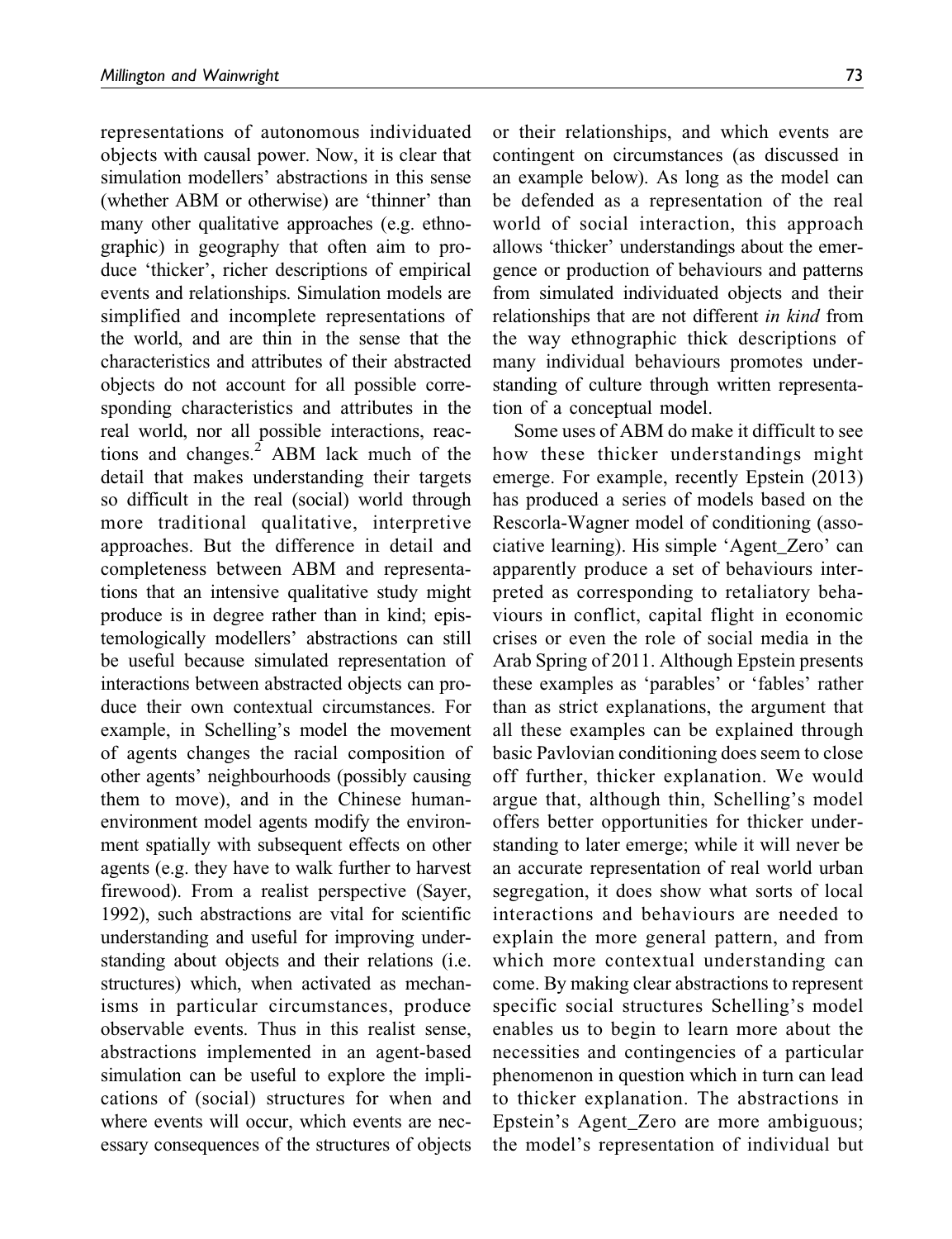representations of autonomous individuated objects with causal power. Now, it is clear that simulation modellers' abstractions in this sense (whether ABM or otherwise) are 'thinner' than many other qualitative approaches (e.g. ethnographic) in geography that often aim to produce 'thicker', richer descriptions of empirical events and relationships. Simulation models are simplified and incomplete representations of the world, and are thin in the sense that the characteristics and attributes of their abstracted objects do not account for all possible corresponding characteristics and attributes in the real world, nor all possible interactions, reactions and changes.[2] ABM lack much of the detail that makes understanding their targets so difficult in the real (social) world through more traditional qualitative, interpretive approaches. But the difference in detail and completeness between ABM and representations that an intensive qualitative study might produce is in degree rather than in kind; epistemologically modellers' abstractions can still be useful because simulated representation of interactions between abstracted objects can produce their own contextual circumstances. For example, in Schelling's model the movement of agents changes the racial composition of other agents' neighbourhoods (possibly causing them to move), and in the Chinese human-environment model agents modify the environment spatially with subsequent effects on other agents (e.g. they have to walk further to harvest firewood). From a realist perspective (Sayer, 1992), such abstractions are vital for scientific understanding and useful for improving understanding about objects and their relations (i.e. structures) which, when activated as mechanisms in particular circumstances, produce observable events. Thus in this realist sense, abstractions implemented in an agent-based simulation can be useful to explore the implications of (social) structures for when and where events will occur, which events are necessary consequences of the structures of objects or their relationships, and which events are contingent on circumstances (as discussed in an example below). As long as the model can be defended as a representation of the real world of social interaction, this approach allows 'thicker' understandings about the emergence or production of behaviours and patterns from simulated individuated objects and their relationships that are not different *in kind* from the way ethnographic thick descriptions of many individual behaviours promotes understanding of culture through written representation of a conceptual model.

Some uses of ABM do make it difficult to see how these thicker understandings might emerge. For example, recently Epstein (2013) has produced a series of models based on the Rescorla-Wagner model of conditioning (associative learning). His simple 'Agent_Zero' can apparently produce a set of behaviours interpreted as corresponding to retaliatory behaviours in conflict, capital flight in economic crises or even the role of social media in the Arab Spring of 2011. Although Epstein presents these examples as 'parables' or 'fables' rather than as strict explanations, the argument that all these examples can be explained through basic Pavlovian conditioning does seem to close off further, thicker explanation. We would argue that, although thin, Schelling's model offers better opportunities for thicker understanding to later emerge; while it will never be an accurate representation of real world urban segregation, it does show what sorts of local interactions and behaviours are needed to explain the more general pattern, and from which more contextual understanding can come. By making clear abstractions to represent specific social structures Schelling's model enables us to begin to learn more about the necessities and contingencies of a particular phenomenon in question which in turn can lead to thicker explanation. The abstractions in Epstein's Agent_Zero are more ambiguous; the model's representation of individual but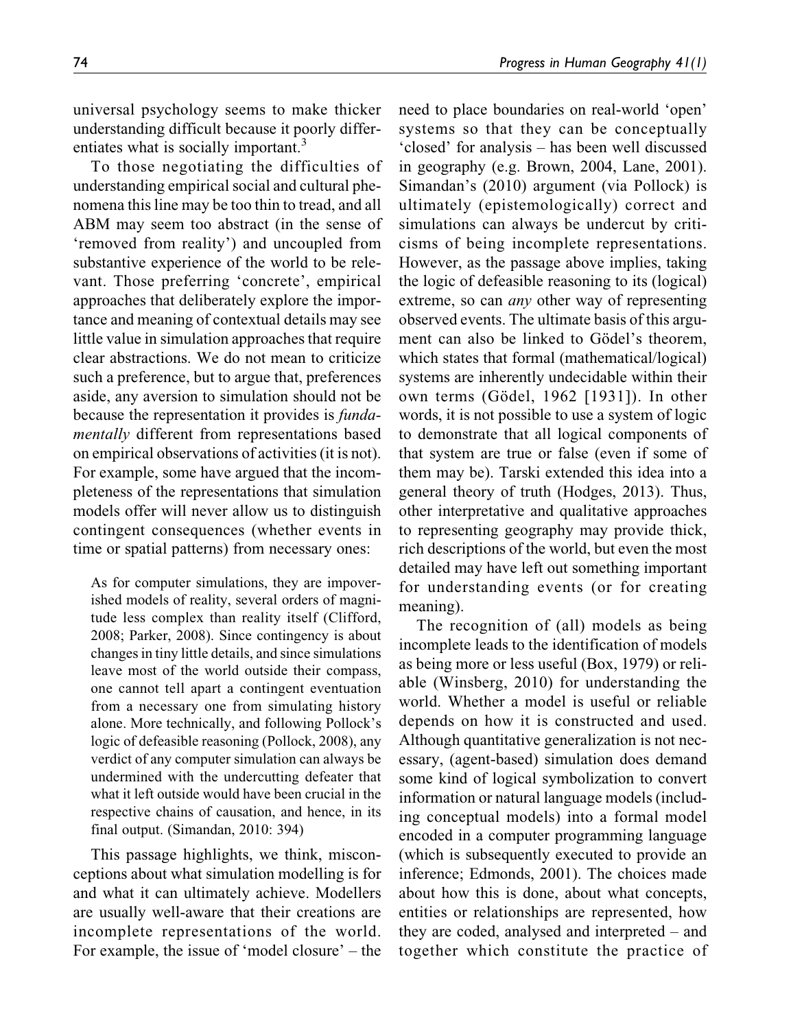universal psychology seems to make thicker understanding difficult because it poorly differentiates what is socially important.[3]

To those negotiating the difficulties of understanding empirical social and cultural phenomena this line may be too thin to tread, and all ABM may seem too abstract (in the sense of 'removed from reality') and uncoupled from substantive experience of the world to be relevant. Those preferring 'concrete', empirical approaches that deliberately explore the importance and meaning of contextual details may see little value in simulation approaches that require clear abstractions. We do not mean to criticize such a preference, but to argue that, preferences aside, any aversion to simulation should not be because the representation it provides is *fundamentally* different from representations based on empirical observations of activities (it is not). For example, some have argued that the incompleteness of the representations that simulation models offer will never allow us to distinguish contingent consequences (whether events in time or spatial patterns) from necessary ones:

> As for computer simulations, they are impoverished models of reality, several orders of magnitude less complex than reality itself (Clifford, 2008; Parker, 2008). Since contingency is about changes in tiny little details, and since simulations leave most of the world outside their compass, one cannot tell apart a contingent eventuation from a necessary one from simulating history alone. More technically, and following Pollock's logic of defeasible reasoning (Pollock, 2008), any verdict of any computer simulation can always be undermined with the undercutting defeater that what it left outside would have been crucial in the respective chains of causation, and hence, in its final output. (Simandan, 2010: 394)

This passage highlights, we think, misconceptions about what simulation modelling is for and what it can ultimately achieve. Modellers are usually well-aware that their creations are incomplete representations of the world. For example, the issue of 'model closure' – the need to place boundaries on real-world 'open' systems so that they can be conceptually 'closed' for analysis – has been well discussed in geography (e.g. Brown, 2004, Lane, 2001). Simandan's (2010) argument (via Pollock) is ultimately (epistemologically) correct and simulations can always be undercut by criticisms of being incomplete representations. However, as the passage above implies, taking the logic of defeasible reasoning to its (logical) extreme, so can *any* other way of representing observed events. The ultimate basis of this argument can also be linked to Gödel's theorem, which states that formal (mathematical/logical) systems are inherently undecidable within their own terms (Gödel, 1962 [1931]). In other words, it is not possible to use a system of logic to demonstrate that all logical components of that system are true or false (even if some of them may be). Tarski extended this idea into a general theory of truth (Hodges, 2013). Thus, other interpretative and qualitative approaches to representing geography may provide thick, rich descriptions of the world, but even the most detailed may have left out something important for understanding events (or for creating meaning).

The recognition of (all) models as being incomplete leads to the identification of models as being more or less useful (Box, 1979) or reliable (Winsberg, 2010) for understanding the world. Whether a model is useful or reliable depends on how it is constructed and used. Although quantitative generalization is not necessary, (agent-based) simulation does demand some kind of logical symbolization to convert information or natural language models (including conceptual models) into a formal model encoded in a computer programming language (which is subsequently executed to provide an inference; Edmonds, 2001). The choices made about how this is done, about what concepts, entities or relationships are represented, how they are coded, analysed and interpreted – and together which constitute the practice of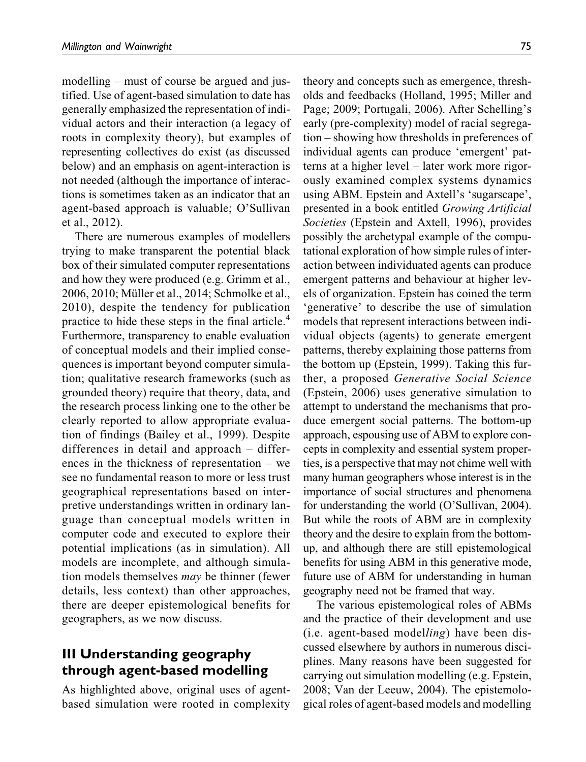modelling – must of course be argued and justified. Use of agent-based simulation to date has generally emphasized the representation of individual actors and their interaction (a legacy of roots in complexity theory), but examples of representing collectives do exist (as discussed below) and an emphasis on agent-interaction is not needed (although the importance of interactions is sometimes taken as an indicator that an agent-based approach is valuable; O'Sullivan et al., 2012).

There are numerous examples of modellers trying to make transparent the potential black box of their simulated computer representations and how they were produced (e.g. Grimm et al., 2006, 2010; Müller et al., 2014; Schmolke et al., 2010), despite the tendency for publication practice to hide these steps in the final article.[4] Furthermore, transparency to enable evaluation of conceptual models and their implied consequences is important beyond computer simulation; qualitative research frameworks (such as grounded theory) require that theory, data, and the research process linking one to the other be clearly reported to allow appropriate evaluation of findings (Bailey et al., 1999). Despite differences in detail and approach – differences in the thickness of representation – we see no fundamental reason to more or less trust geographical representations based on interpretive understandings written in ordinary language than conceptual models written in computer code and executed to explore their potential implications (as in simulation). All models are incomplete, and although simulation models themselves *may* be thinner (fewer details, less context) than other approaches, there are deeper epistemological benefits for geographers, as we now discuss.

## III Understanding geography through agent-based modelling

As highlighted above, original uses of agent-based simulation were rooted in complexity theory and concepts such as emergence, thresholds and feedbacks (Holland, 1995; Miller and Page; 2009; Portugali, 2006). After Schelling's early (pre-complexity) model of racial segregation – showing how thresholds in preferences of individual agents can produce 'emergent' patterns at a higher level – later work more rigorously examined complex systems dynamics using ABM. Epstein and Axtell's 'sugarscape', presented in a book entitled *Growing Artificial Societies* (Epstein and Axtell, 1996), provides possibly the archetypal example of the computational exploration of how simple rules of interaction between individuated agents can produce emergent patterns and behaviour at higher levels of organization. Epstein has coined the term 'generative' to describe the use of simulation models that represent interactions between individual objects (agents) to generate emergent patterns, thereby explaining those patterns from the bottom up (Epstein, 1999). Taking this further, a proposed *Generative Social Science* (Epstein, 2006) uses generative simulation to attempt to understand the mechanisms that produce emergent social patterns. The bottom-up approach, espousing use of ABM to explore concepts in complexity and essential system properties, is a perspective that may not chime well with many human geographers whose interest is in the importance of social structures and phenomena for understanding the world (O'Sullivan, 2004). But while the roots of ABM are in complexity theory and the desire to explain from the bottom-up, and although there are still epistemological benefits for using ABM in this generative mode, future use of ABM for understanding in human geography need not be framed that way.

The various epistemological roles of ABMs and the practice of their development and use (i.e. agent-based model*ling*) have been discussed elsewhere by authors in numerous disciplines. Many reasons have been suggested for carrying out simulation modelling (e.g. Epstein, 2008; Van der Leeuw, 2004). The epistemological roles of agent-based models and modelling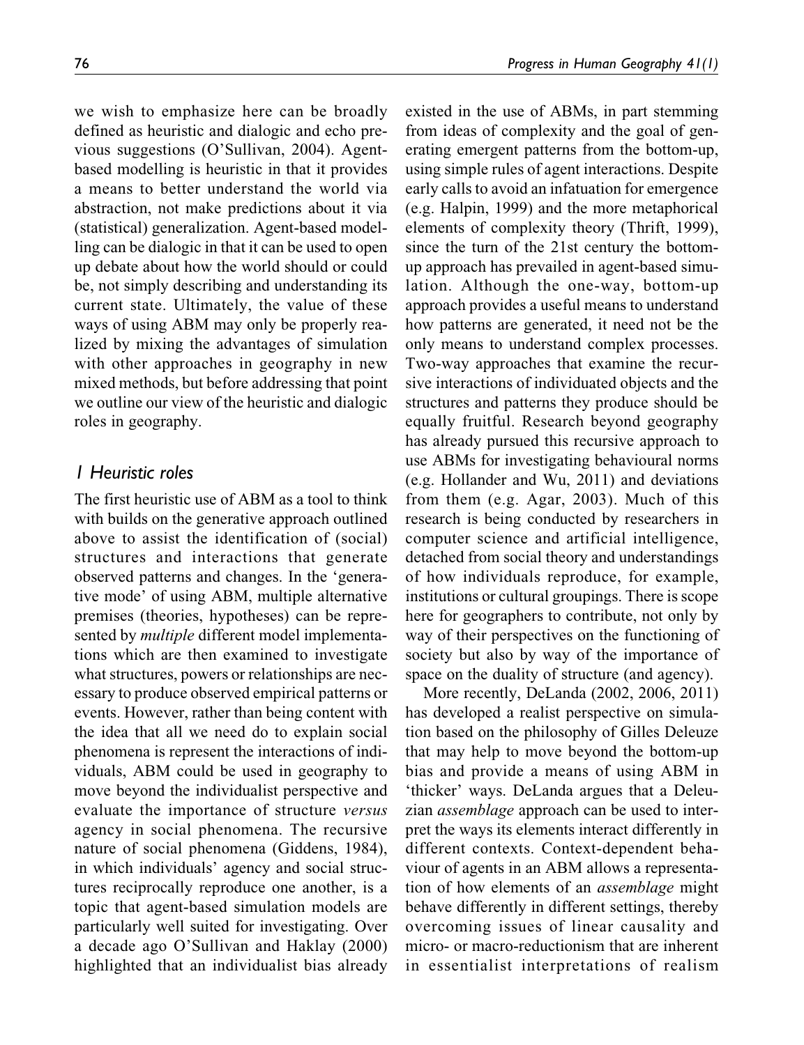we wish to emphasize here can be broadly defined as heuristic and dialogic and echo previous suggestions (O'Sullivan, 2004). Agent-based modelling is heuristic in that it provides a means to better understand the world via abstraction, not make predictions about it via (statistical) generalization. Agent-based modelling can be dialogic in that it can be used to open up debate about how the world should or could be, not simply describing and understanding its current state. Ultimately, the value of these ways of using ABM may only be properly realized by mixing the advantages of simulation with other approaches in geography in new mixed methods, but before addressing that point we outline our view of the heuristic and dialogic roles in geography.

### *1 Heuristic roles*

The first heuristic use of ABM as a tool to think with builds on the generative approach outlined above to assist the identification of (social) structures and interactions that generate observed patterns and changes. In the 'generative mode' of using ABM, multiple alternative premises (theories, hypotheses) can be represented by *multiple* different model implementations which are then examined to investigate what structures, powers or relationships are necessary to produce observed empirical patterns or events. However, rather than being content with the idea that all we need do to explain social phenomena is represent the interactions of individuals, ABM could be used in geography to move beyond the individualist perspective and evaluate the importance of structure *versus* agency in social phenomena. The recursive nature of social phenomena (Giddens, 1984), in which individuals' agency and social structures reciprocally reproduce one another, is a topic that agent-based simulation models are particularly well suited for investigating. Over a decade ago O'Sullivan and Haklay (2000) highlighted that an individualist bias already existed in the use of ABMs, in part stemming from ideas of complexity and the goal of generating emergent patterns from the bottom-up, using simple rules of agent interactions. Despite early calls to avoid an infatuation for emergence (e.g. Halpin, 1999) and the more metaphorical elements of complexity theory (Thrift, 1999), since the turn of the 21st century the bottom-up approach has prevailed in agent-based simulation. Although the one-way, bottom-up approach provides a useful means to understand how patterns are generated, it need not be the only means to understand complex processes. Two-way approaches that examine the recursive interactions of individuated objects and the structures and patterns they produce should be equally fruitful. Research beyond geography has already pursued this recursive approach to use ABMs for investigating behavioural norms (e.g. Hollander and Wu, 2011) and deviations from them (e.g. Agar, 2003). Much of this research is being conducted by researchers in computer science and artificial intelligence, detached from social theory and understandings of how individuals reproduce, for example, institutions or cultural groupings. There is scope here for geographers to contribute, not only by way of their perspectives on the functioning of society but also by way of the importance of space on the duality of structure (and agency).

More recently, DeLanda (2002, 2006, 2011) has developed a realist perspective on simulation based on the philosophy of Gilles Deleuze that may help to move beyond the bottom-up bias and provide a means of using ABM in 'thicker' ways. DeLanda argues that a Deleuzian *assemblage* approach can be used to interpret the ways its elements interact differently in different contexts. Context-dependent behaviour of agents in an ABM allows a representation of how elements of an *assemblage* might behave differently in different settings, thereby overcoming issues of linear causality and micro- or macro-reductionism that are inherent in essentialist interpretations of realism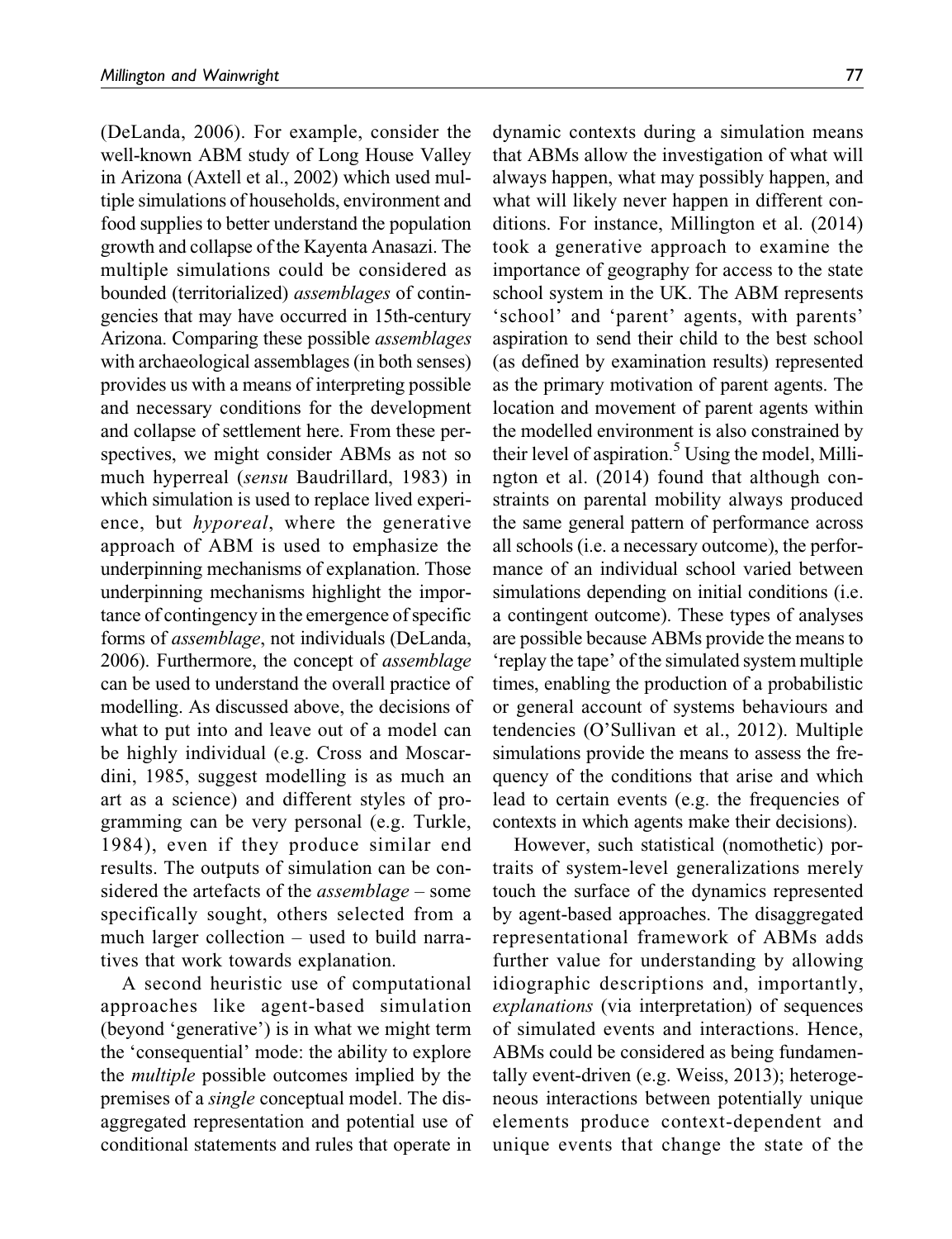(DeLanda, 2006). For example, consider the well-known ABM study of Long House Valley in Arizona (Axtell et al., 2002) which used multiple simulations of households, environment and food supplies to better understand the population growth and collapse of the Kayenta Anasazi. The multiple simulations could be considered as bounded (territorialized) *assemblages* of contingencies that may have occurred in 15th-century Arizona. Comparing these possible *assemblages* with archaeological assemblages (in both senses) provides us with a means of interpreting possible and necessary conditions for the development and collapse of settlement here. From these perspectives, we might consider ABMs as not so much hyperreal (*sensu* Baudrillard, 1983) in which simulation is used to replace lived experience, but *hyporeal*, where the generative approach of ABM is used to emphasize the underpinning mechanisms of explanation. Those underpinning mechanisms highlight the importance of contingency in the emergence of specific forms of *assemblage*, not individuals (DeLanda, 2006). Furthermore, the concept of *assemblage* can be used to understand the overall practice of modelling. As discussed above, the decisions of what to put into and leave out of a model can be highly individual (e.g. Cross and Moscardini, 1985, suggest modelling is as much an art as a science) and different styles of programming can be very personal (e.g. Turkle, 1984), even if they produce similar end results. The outputs of simulation can be considered the artefacts of the *assemblage* – some specifically sought, others selected from a much larger collection – used to build narratives that work towards explanation.

A second heuristic use of computational approaches like agent-based simulation (beyond 'generative') is in what we might term the 'consequential' mode: the ability to explore the *multiple* possible outcomes implied by the premises of a *single* conceptual model. The disaggregated representation and potential use of conditional statements and rules that operate in dynamic contexts during a simulation means that ABMs allow the investigation of what will always happen, what may possibly happen, and what will likely never happen in different conditions. For instance, Millington et al. (2014) took a generative approach to examine the importance of geography for access to the state school system in the UK. The ABM represents 'school' and 'parent' agents, with parents' aspiration to send their child to the best school (as defined by examination results) represented as the primary motivation of parent agents. The location and movement of parent agents within the modelled environment is also constrained by their level of aspiration.[5] Using the model, Millington et al. (2014) found that although constraints on parental mobility always produced the same general pattern of performance across all schools (i.e. a necessary outcome), the performance of an individual school varied between simulations depending on initial conditions (i.e. a contingent outcome). These types of analyses are possible because ABMs provide the means to 'replay the tape' of the simulated system multiple times, enabling the production of a probabilistic or general account of systems behaviours and tendencies (O'Sullivan et al., 2012). Multiple simulations provide the means to assess the frequency of the conditions that arise and which lead to certain events (e.g. the frequencies of contexts in which agents make their decisions).

However, such statistical (nomothetic) portraits of system-level generalizations merely touch the surface of the dynamics represented by agent-based approaches. The disaggregated representational framework of ABMs adds further value for understanding by allowing idiographic descriptions and, importantly, *explanations* (via interpretation) of sequences of simulated events and interactions. Hence, ABMs could be considered as being fundamentally event-driven (e.g. Weiss, 2013); heterogeneous interactions between potentially unique elements produce context-dependent and unique events that change the state of the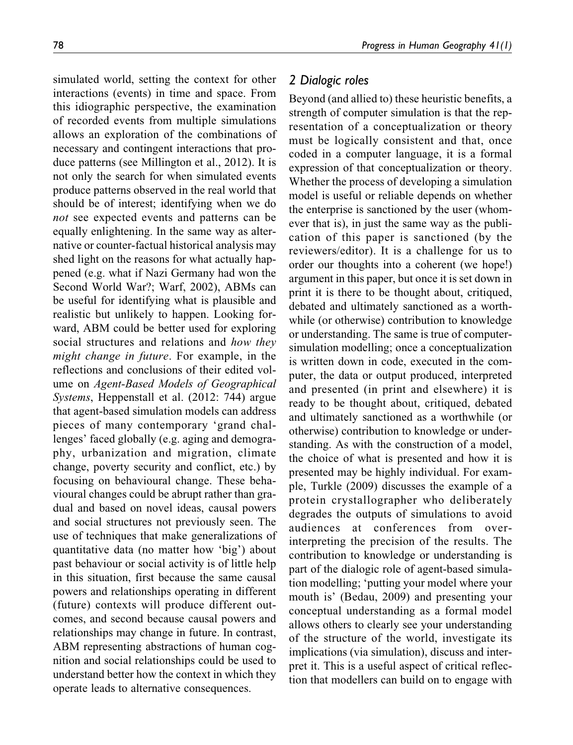simulated world, setting the context for other interactions (events) in time and space. From this idiographic perspective, the examination of recorded events from multiple simulations allows an exploration of the combinations of necessary and contingent interactions that produce patterns (see Millington et al., 2012). It is not only the search for when simulated events produce patterns observed in the real world that should be of interest; identifying when we do *not* see expected events and patterns can be equally enlightening. In the same way as alternative or counter-factual historical analysis may shed light on the reasons for what actually happened (e.g. what if Nazi Germany had won the Second World War?; Warf, 2002), ABMs can be useful for identifying what is plausible and realistic but unlikely to happen. Looking forward, ABM could be better used for exploring social structures and relations and *how they might change in future*. For example, in the reflections and conclusions of their edited volume on *Agent-Based Models of Geographical Systems*, Heppenstall et al. (2012: 744) argue that agent-based simulation models can address pieces of many contemporary 'grand challenges' faced globally (e.g. aging and demography, urbanization and migration, climate change, poverty security and conflict, etc.) by focusing on behavioural change. These behavioural changes could be abrupt rather than gradual and based on novel ideas, causal powers and social structures not previously seen. The use of techniques that make generalizations of quantitative data (no matter how 'big') about past behaviour or social activity is of little help in this situation, first because the same causal powers and relationships operating in different (future) contexts will produce different outcomes, and second because causal powers and relationships may change in future. In contrast, ABM representing abstractions of human cognition and social relationships could be used to understand better how the context in which they operate leads to alternative consequences.

## 2 Dialogic roles

Beyond (and allied to) these heuristic benefits, a strength of computer simulation is that the representation of a conceptualization or theory must be logically consistent and that, once coded in a computer language, it is a formal expression of that conceptualization or theory. Whether the process of developing a simulation model is useful or reliable depends on whether the enterprise is sanctioned by the user (whomever that is), in just the same way as the publication of this paper is sanctioned (by the reviewers/editor). It is a challenge for us to order our thoughts into a coherent (we hope!) argument in this paper, but once it is set down in print it is there to be thought about, critiqued, debated and ultimately sanctioned as a worthwhile (or otherwise) contribution to knowledge or understanding. The same is true of computer-simulation modelling; once a conceptualization is written down in code, executed in the computer, the data or output produced, interpreted and presented (in print and elsewhere) it is ready to be thought about, critiqued, debated and ultimately sanctioned as a worthwhile (or otherwise) contribution to knowledge or understanding. As with the construction of a model, the choice of what is presented and how it is presented may be highly individual. For example, Turkle (2009) discusses the example of a protein crystallographer who deliberately degrades the outputs of simulations to avoid audiences at conferences from over-interpreting the precision of the results. The contribution to knowledge or understanding is part of the dialogic role of agent-based simulation modelling; 'putting your model where your mouth is' (Bedau, 2009) and presenting your conceptual understanding as a formal model allows others to clearly see your understanding of the structure of the world, investigate its implications (via simulation), discuss and interpret it. This is a useful aspect of critical reflection that modellers can build on to engage with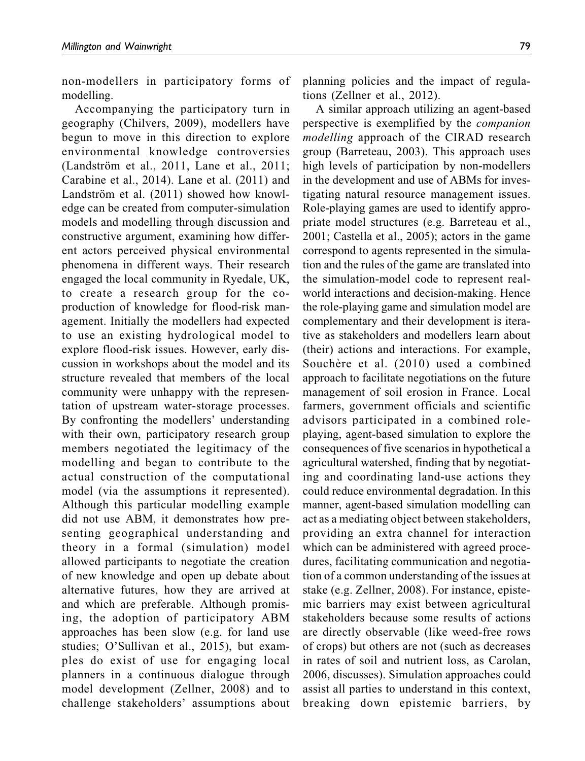non-modellers in participatory forms of modelling.

Accompanying the participatory turn in geography (Chilvers, 2009), modellers have begun to move in this direction to explore environmental knowledge controversies (Landström et al., 2011, Lane et al., 2011; Carabine et al., 2014). Lane et al. (2011) and Landström et al. (2011) showed how knowledge can be created from computer-simulation models and modelling through discussion and constructive argument, examining how different actors perceived physical environmental phenomena in different ways. Their research engaged the local community in Ryedale, UK, to create a research group for the co-production of knowledge for flood-risk management. Initially the modellers had expected to use an existing hydrological model to explore flood-risk issues. However, early discussion in workshops about the model and its structure revealed that members of the local community were unhappy with the representation of upstream water-storage processes. By confronting the modellers' understanding with their own, participatory research group members negotiated the legitimacy of the modelling and began to contribute to the actual construction of the computational model (via the assumptions it represented). Although this particular modelling example did not use ABM, it demonstrates how presenting geographical understanding and theory in a formal (simulation) model allowed participants to negotiate the creation of new knowledge and open up debate about alternative futures, how they are arrived at and which are preferable. Although promising, the adoption of participatory ABM approaches has been slow (e.g. for land use studies; O'Sullivan et al., 2015), but examples do exist of use for engaging local planners in a continuous dialogue through model development (Zellner, 2008) and to challenge stakeholders' assumptions about planning policies and the impact of regulations (Zellner et al., 2012).

A similar approach utilizing an agent-based perspective is exemplified by the *companion modelling* approach of the CIRAD research group (Barreteau, 2003). This approach uses high levels of participation by non-modellers in the development and use of ABMs for investigating natural resource management issues. Role-playing games are used to identify appropriate model structures (e.g. Barreteau et al., 2001; Castella et al., 2005); actors in the game correspond to agents represented in the simulation and the rules of the game are translated into the simulation-model code to represent real-world interactions and decision-making. Hence the role-playing game and simulation model are complementary and their development is iterative as stakeholders and modellers learn about (their) actions and interactions. For example, Souchère et al. (2010) used a combined approach to facilitate negotiations on the future management of soil erosion in France. Local farmers, government officials and scientific advisors participated in a combined role-playing, agent-based simulation to explore the consequences of five scenarios in hypothetical a agricultural watershed, finding that by negotiating and coordinating land-use actions they could reduce environmental degradation. In this manner, agent-based simulation modelling can act as a mediating object between stakeholders, providing an extra channel for interaction which can be administered with agreed procedures, facilitating communication and negotiation of a common understanding of the issues at stake (e.g. Zellner, 2008). For instance, epistemic barriers may exist between agricultural stakeholders because some results of actions are directly observable (like weed-free rows of crops) but others are not (such as decreases in rates of soil and nutrient loss, as Carolan, 2006, discusses). Simulation approaches could assist all parties to understand in this context, breaking down epistemic barriers, by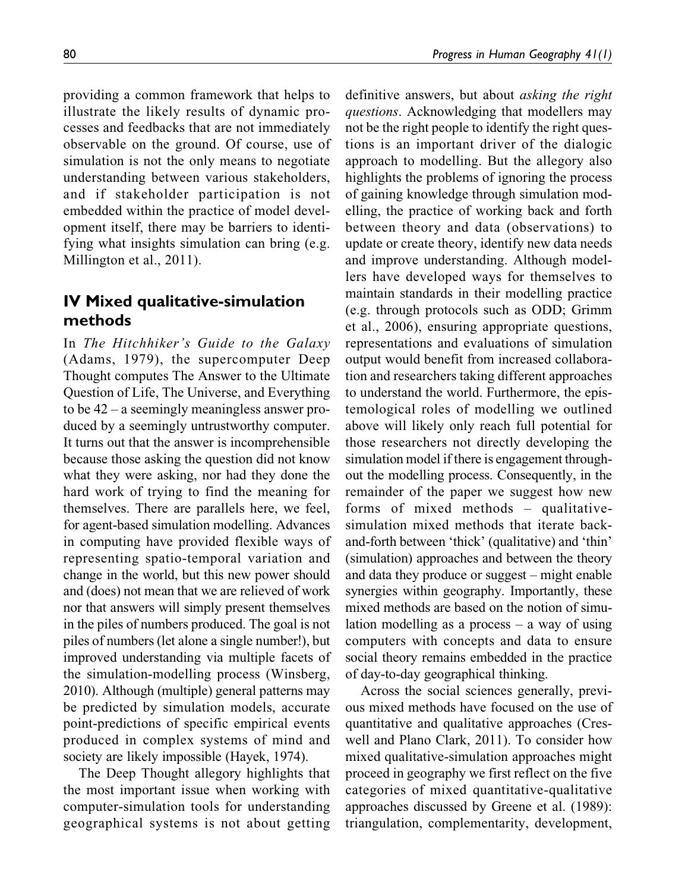providing a common framework that helps to illustrate the likely results of dynamic processes and feedbacks that are not immediately observable on the ground. Of course, use of simulation is not the only means to negotiate understanding between various stakeholders, and if stakeholder participation is not embedded within the practice of model development itself, there may be barriers to identifying what insights simulation can bring (e.g. Millington et al., 2011).

## IV Mixed qualitative-simulation methods

In *The Hitchhiker's Guide to the Galaxy* (Adams, 1979), the supercomputer Deep Thought computes The Answer to the Ultimate Question of Life, The Universe, and Everything to be 42 – a seemingly meaningless answer produced by a seemingly untrustworthy computer. It turns out that the answer is incomprehensible because those asking the question did not know what they were asking, nor had they done the hard work of trying to find the meaning for themselves. There are parallels here, we feel, for agent-based simulation modelling. Advances in computing have provided flexible ways of representing spatio-temporal variation and change in the world, but this new power should and (does) not mean that we are relieved of work nor that answers will simply present themselves in the piles of numbers produced. The goal is not piles of numbers (let alone a single number!), but improved understanding via multiple facets of the simulation-modelling process (Winsberg, 2010). Although (multiple) general patterns may be predicted by simulation models, accurate point-predictions of specific empirical events produced in complex systems of mind and society are likely impossible (Hayek, 1974).

The Deep Thought allegory highlights that the most important issue when working with computer-simulation tools for understanding geographical systems is not about getting definitive answers, but about *asking the right questions*. Acknowledging that modellers may not be the right people to identify the right questions is an important driver of the dialogic approach to modelling. But the allegory also highlights the problems of ignoring the process of gaining knowledge through simulation modelling, the practice of working back and forth between theory and data (observations) to update or create theory, identify new data needs and improve understanding. Although modellers have developed ways for themselves to maintain standards in their modelling practice (e.g. through protocols such as ODD; Grimm et al., 2006), ensuring appropriate questions, representations and evaluations of simulation output would benefit from increased collaboration and researchers taking different approaches to understand the world. Furthermore, the epistemological roles of modelling we outlined above will likely only reach full potential for those researchers not directly developing the simulation model if there is engagement throughout the modelling process. Consequently, in the remainder of the paper we suggest how new forms of mixed methods – qualitative-simulation mixed methods that iterate back-and-forth between 'thick' (qualitative) and 'thin' (simulation) approaches and between the theory and data they produce or suggest – might enable synergies within geography. Importantly, these mixed methods are based on the notion of simulation modelling as a process – a way of using computers with concepts and data to ensure social theory remains embedded in the practice of day-to-day geographical thinking.

Across the social sciences generally, previous mixed methods have focused on the use of quantitative and qualitative approaches (Creswell and Plano Clark, 2011). To consider how mixed qualitative-simulation approaches might proceed in geography we first reflect on the five categories of mixed quantitative-qualitative approaches discussed by Greene et al. (1989): triangulation, complementarity, development,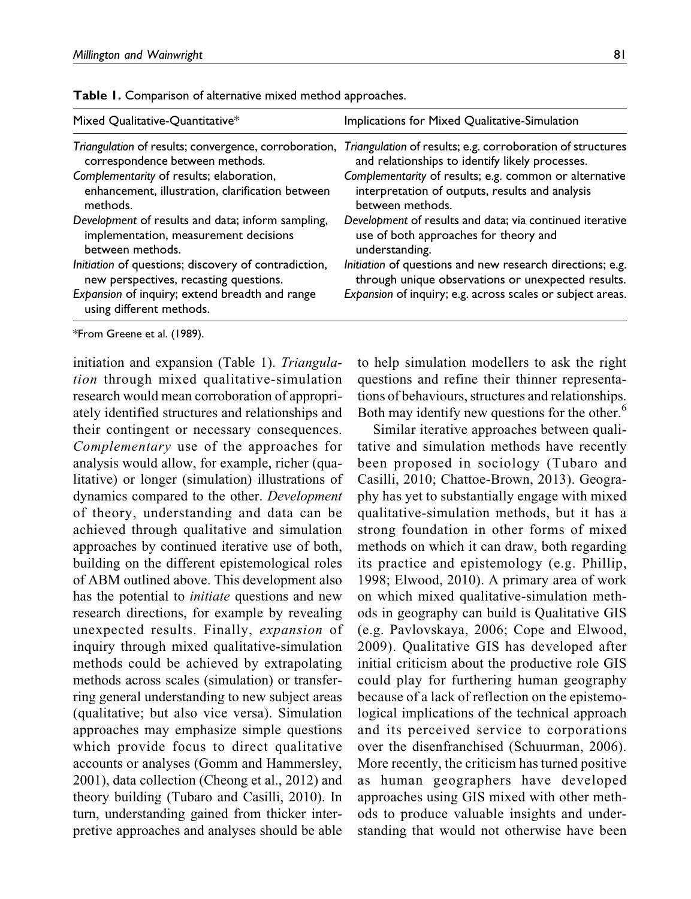**Table 1.** Comparison of alternative mixed method approaches.

| Mixed Qualitative-Quantitative* | Implications for Mixed Qualitative-Simulation |
|---|---|
| *Triangulation* of results; convergence, corroboration, correspondence between methods. | *Triangulation* of results; e.g. corroboration of structures and relationships to identify likely processes. |
| *Complementarity* of results; elaboration, enhancement, illustration, clarification between methods. | *Complementarity* of results; e.g. common or alternative interpretation of outputs, results and analysis between methods. |
| *Development* of results and data; inform sampling, implementation, measurement decisions between methods. | *Development* of results and data; via continued iterative use of both approaches for theory and understanding. |
| *Initiation* of questions; discovery of contradiction, new perspectives, recasting questions. | *Initiation* of questions and new research directions; e.g. through unique observations or unexpected results. |
| *Expansion* of inquiry; extend breadth and range using different methods. | *Expansion* of inquiry; e.g. across scales or subject areas. |

*From Greene et al. (1989).

initiation and expansion (Table 1). *Triangulation* through mixed qualitative-simulation research would mean corroboration of appropriately identified structures and relationships and their contingent or necessary consequences. *Complementary* use of the approaches for analysis would allow, for example, richer (qualitative) or longer (simulation) illustrations of dynamics compared to the other. *Development* of theory, understanding and data can be achieved through qualitative and simulation approaches by continued iterative use of both, building on the different epistemological roles of ABM outlined above. This development also has the potential to *initiate* questions and new research directions, for example by revealing unexpected results. Finally, *expansion* of inquiry through mixed qualitative-simulation methods could be achieved by extrapolating methods across scales (simulation) or transferring general understanding to new subject areas (qualitative; but also vice versa). Simulation approaches may emphasize simple questions which provide focus to direct qualitative accounts or analyses (Gomm and Hammersley, 2001), data collection (Cheong et al., 2012) and theory building (Tubaro and Casilli, 2010). In turn, understanding gained from thicker interpretive approaches and analyses should be able to help simulation modellers to ask the right questions and refine their thinner representations of behaviours, structures and relationships. Both may identify new questions for the other.[6]

Similar iterative approaches between qualitative and simulation methods have recently been proposed in sociology (Tubaro and Casilli, 2010; Chattoe-Brown, 2013). Geography has yet to substantially engage with mixed qualitative-simulation methods, but it has a strong foundation in other forms of mixed methods on which it can draw, both regarding its practice and epistemology (e.g. Phillip, 1998; Elwood, 2010). A primary area of work on which mixed qualitative-simulation methods in geography can build is Qualitative GIS (e.g. Pavlovskaya, 2006; Cope and Elwood, 2009). Qualitative GIS has developed after initial criticism about the productive role GIS could play for furthering human geography because of a lack of reflection on the epistemological implications of the technical approach and its perceived service to corporations over the disenfranchised (Schuurman, 2006). More recently, the criticism has turned positive as human geographers have developed approaches using GIS mixed with other methods to produce valuable insights and understanding that would not otherwise have been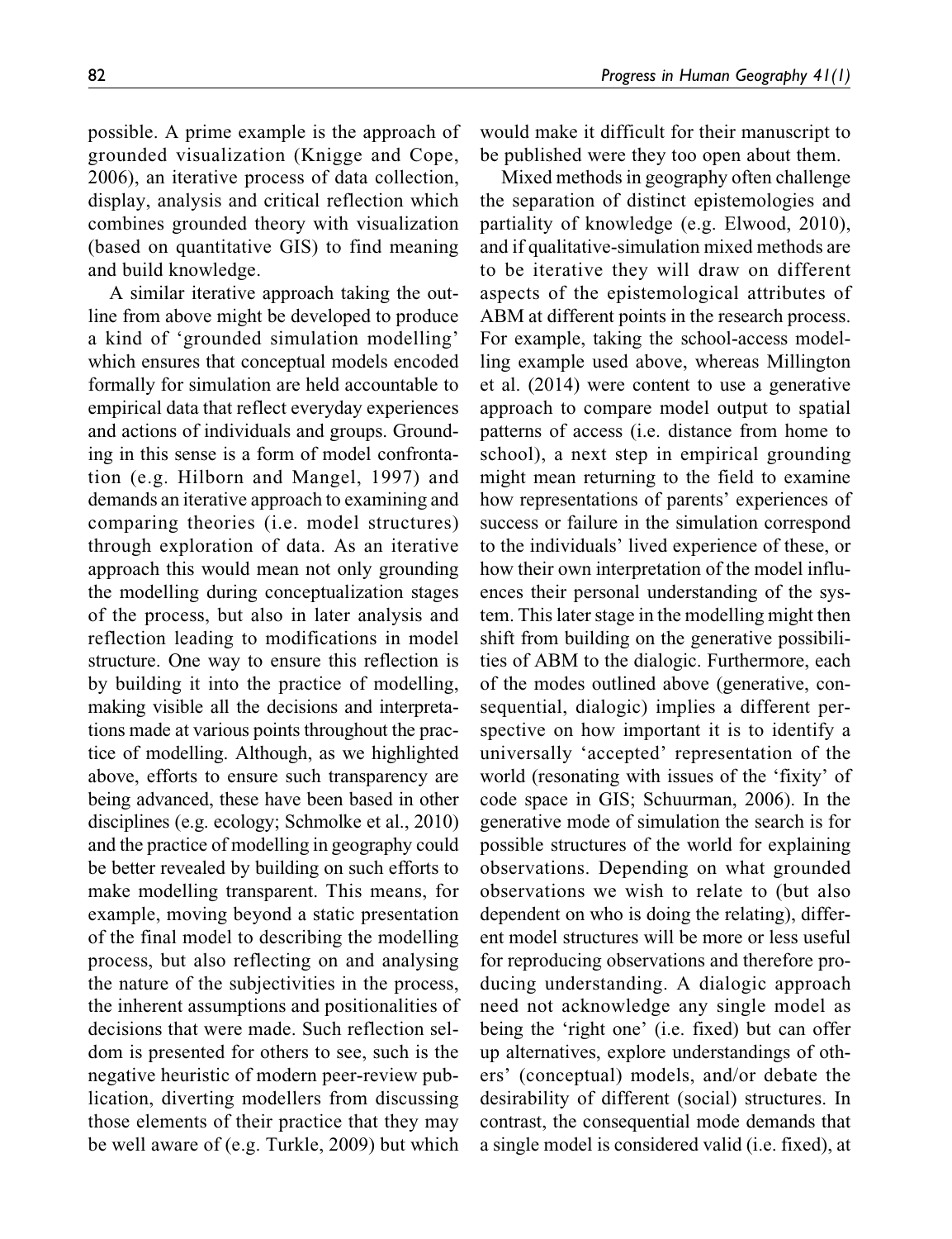possible. A prime example is the approach of grounded visualization (Knigge and Cope, 2006), an iterative process of data collection, display, analysis and critical reflection which combines grounded theory with visualization (based on quantitative GIS) to find meaning and build knowledge.

A similar iterative approach taking the outline from above might be developed to produce a kind of 'grounded simulation modelling' which ensures that conceptual models encoded formally for simulation are held accountable to empirical data that reflect everyday experiences and actions of individuals and groups. Grounding in this sense is a form of model confrontation (e.g. Hilborn and Mangel, 1997) and demands an iterative approach to examining and comparing theories (i.e. model structures) through exploration of data. As an iterative approach this would mean not only grounding the modelling during conceptualization stages of the process, but also in later analysis and reflection leading to modifications in model structure. One way to ensure this reflection is by building it into the practice of modelling, making visible all the decisions and interpretations made at various points throughout the practice of modelling. Although, as we highlighted above, efforts to ensure such transparency are being advanced, these have been based in other disciplines (e.g. ecology; Schmolke et al., 2010) and the practice of modelling in geography could be better revealed by building on such efforts to make modelling transparent. This means, for example, moving beyond a static presentation of the final model to describing the modelling process, but also reflecting on and analysing the nature of the subjectivities in the process, the inherent assumptions and positionalities of decisions that were made. Such reflection seldom is presented for others to see, such is the negative heuristic of modern peer-review publication, diverting modellers from discussing those elements of their practice that they may be well aware of (e.g. Turkle, 2009) but which would make it difficult for their manuscript to be published were they too open about them.

Mixed methods in geography often challenge the separation of distinct epistemologies and partiality of knowledge (e.g. Elwood, 2010), and if qualitative-simulation mixed methods are to be iterative they will draw on different aspects of the epistemological attributes of ABM at different points in the research process. For example, taking the school-access modelling example used above, whereas Millington et al. (2014) were content to use a generative approach to compare model output to spatial patterns of access (i.e. distance from home to school), a next step in empirical grounding might mean returning to the field to examine how representations of parents' experiences of success or failure in the simulation correspond to the individuals' lived experience of these, or how their own interpretation of the model influences their personal understanding of the system. This later stage in the modelling might then shift from building on the generative possibilities of ABM to the dialogic. Furthermore, each of the modes outlined above (generative, consequential, dialogic) implies a different perspective on how important it is to identify a universally 'accepted' representation of the world (resonating with issues of the 'fixity' of code space in GIS; Schuurman, 2006). In the generative mode of simulation the search is for possible structures of the world for explaining observations. Depending on what grounded observations we wish to relate to (but also dependent on who is doing the relating), different model structures will be more or less useful for reproducing observations and therefore producing understanding. A dialogic approach need not acknowledge any single model as being the 'right one' (i.e. fixed) but can offer up alternatives, explore understandings of others' (conceptual) models, and/or debate the desirability of different (social) structures. In contrast, the consequential mode demands that a single model is considered valid (i.e. fixed), at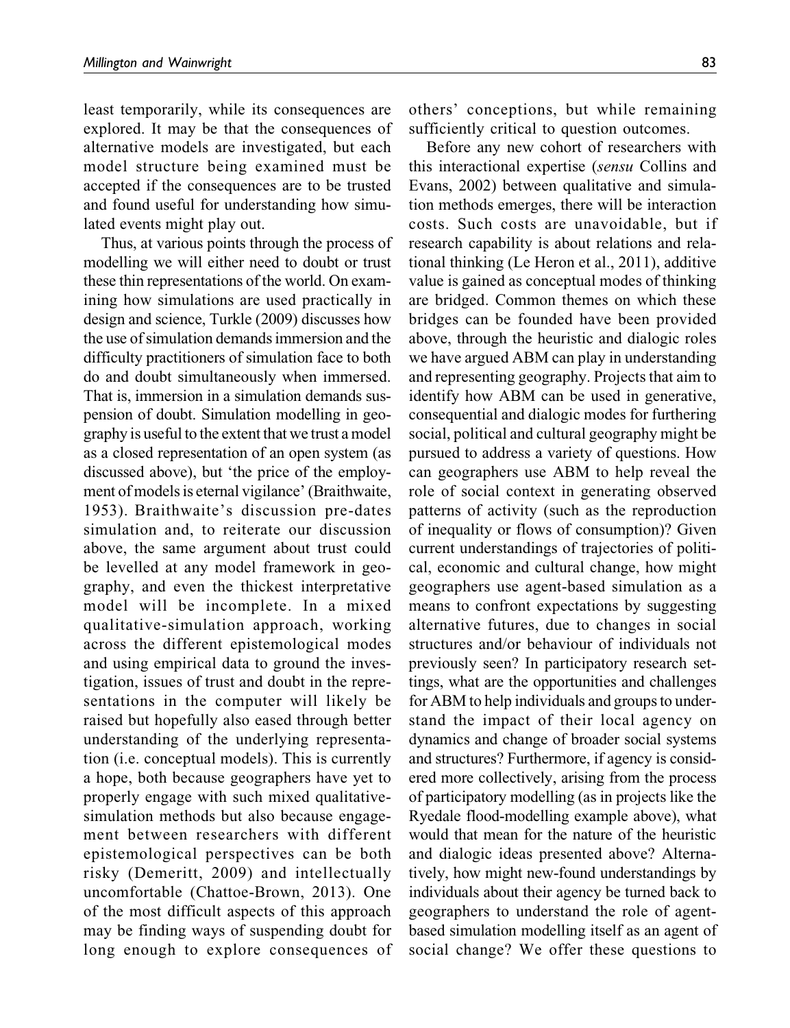least temporarily, while its consequences are explored. It may be that the consequences of alternative models are investigated, but each model structure being examined must be accepted if the consequences are to be trusted and found useful for understanding how simulated events might play out.

Thus, at various points through the process of modelling we will either need to doubt or trust these thin representations of the world. On examining how simulations are used practically in design and science, Turkle (2009) discusses how the use of simulation demands immersion and the difficulty practitioners of simulation face to both do and doubt simultaneously when immersed. That is, immersion in a simulation demands suspension of doubt. Simulation modelling in geography is useful to the extent that we trust a model as a closed representation of an open system (as discussed above), but 'the price of the employment of models is eternal vigilance' (Braithwaite, 1953). Braithwaite's discussion pre-dates simulation and, to reiterate our discussion above, the same argument about trust could be levelled at any model framework in geography, and even the thickest interpretative model will be incomplete. In a mixed qualitative-simulation approach, working across the different epistemological modes and using empirical data to ground the investigation, issues of trust and doubt in the representations in the computer will likely be raised but hopefully also eased through better understanding of the underlying representation (i.e. conceptual models). This is currently a hope, both because geographers have yet to properly engage with such mixed qualitative-simulation methods but also because engagement between researchers with different epistemological perspectives can be both risky (Demeritt, 2009) and intellectually uncomfortable (Chattoe-Brown, 2013). One of the most difficult aspects of this approach may be finding ways of suspending doubt for long enough to explore consequences of others' conceptions, but while remaining sufficiently critical to question outcomes.

Before any new cohort of researchers with this interactional expertise (*sensu* Collins and Evans, 2002) between qualitative and simulation methods emerges, there will be interaction costs. Such costs are unavoidable, but if research capability is about relations and relational thinking (Le Heron et al., 2011), additive value is gained as conceptual modes of thinking are bridged. Common themes on which these bridges can be founded have been provided above, through the heuristic and dialogic roles we have argued ABM can play in understanding and representing geography. Projects that aim to identify how ABM can be used in generative, consequential and dialogic modes for furthering social, political and cultural geography might be pursued to address a variety of questions. How can geographers use ABM to help reveal the role of social context in generating observed patterns of activity (such as the reproduction of inequality or flows of consumption)? Given current understandings of trajectories of political, economic and cultural change, how might geographers use agent-based simulation as a means to confront expectations by suggesting alternative futures, due to changes in social structures and/or behaviour of individuals not previously seen? In participatory research settings, what are the opportunities and challenges for ABM to help individuals and groups to understand the impact of their local agency on dynamics and change of broader social systems and structures? Furthermore, if agency is considered more collectively, arising from the process of participatory modelling (as in projects like the Ryedale flood-modelling example above), what would that mean for the nature of the heuristic and dialogic ideas presented above? Alternatively, how might new-found understandings by individuals about their agency be turned back to geographers to understand the role of agent-based simulation modelling itself as an agent of social change? We offer these questions to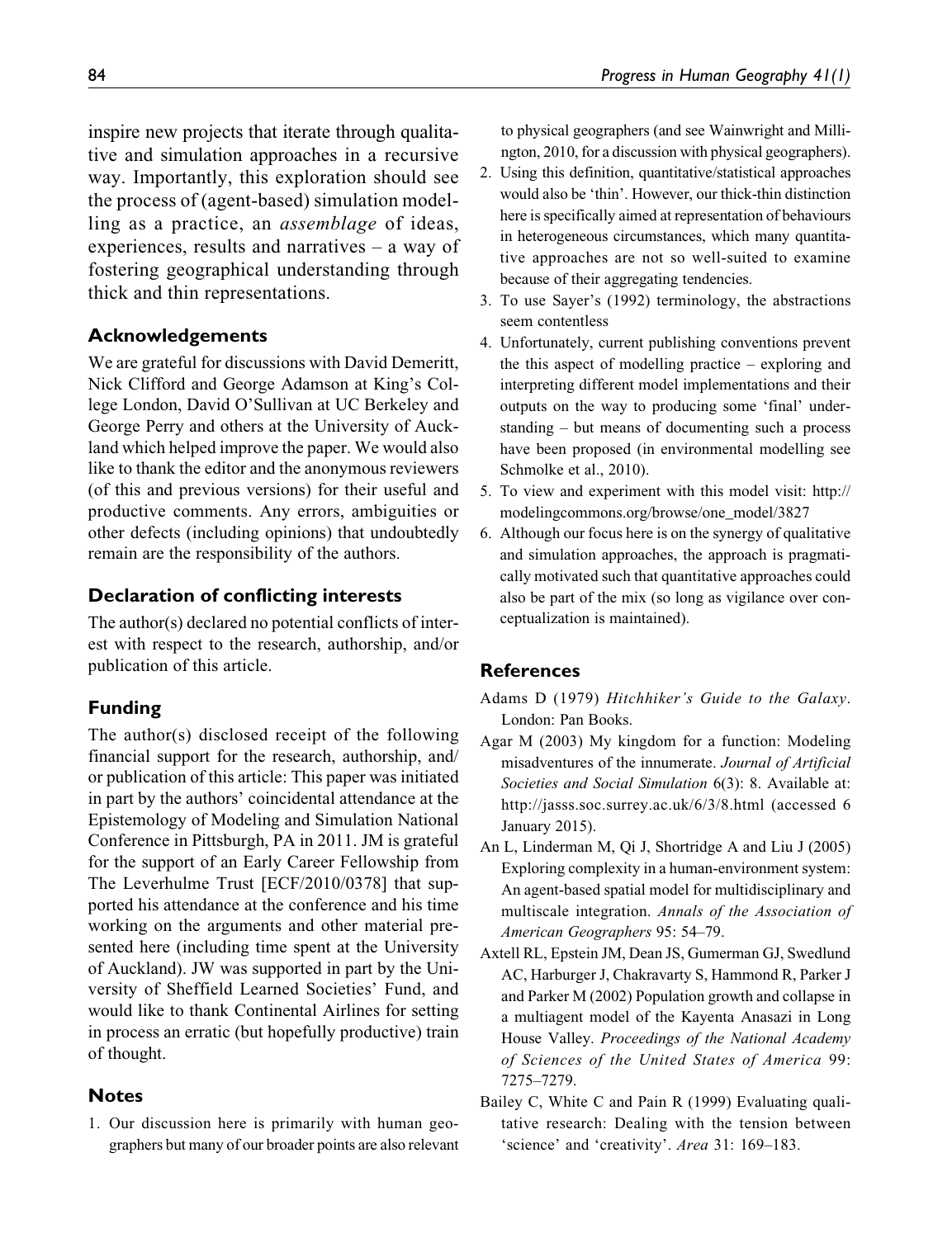inspire new projects that iterate through qualitative and simulation approaches in a recursive way. Importantly, this exploration should see the process of (agent-based) simulation modelling as a practice, an *assemblage* of ideas, experiences, results and narratives – a way of fostering geographical understanding through thick and thin representations.

## Acknowledgements

We are grateful for discussions with David Demeritt, Nick Clifford and George Adamson at King's College London, David O'Sullivan at UC Berkeley and George Perry and others at the University of Auckland which helped improve the paper. We would also like to thank the editor and the anonymous reviewers (of this and previous versions) for their useful and productive comments. Any errors, ambiguities or other defects (including opinions) that undoubtedly remain are the responsibility of the authors.

## Declaration of conflicting interests

The author(s) declared no potential conflicts of interest with respect to the research, authorship, and/or publication of this article.

## Funding

The author(s) disclosed receipt of the following financial support for the research, authorship, and/or publication of this article: This paper was initiated in part by the authors' coincidental attendance at the Epistemology of Modeling and Simulation National Conference in Pittsburgh, PA in 2011. JM is grateful for the support of an Early Career Fellowship from The Leverhulme Trust [ECF/2010/0378] that supported his attendance at the conference and his time working on the arguments and other material presented here (including time spent at the University of Auckland). JW was supported in part by the University of Sheffield Learned Societies' Fund, and would like to thank Continental Airlines for setting in process an erratic (but hopefully productive) train of thought.

## Notes

1. Our discussion here is primarily with human geographers but many of our broader points are also relevant to physical geographers (and see Wainwright and Millington, 2010, for a discussion with physical geographers).
2. Using this definition, quantitative/statistical approaches would also be 'thin'. However, our thick-thin distinction here is specifically aimed at representation of behaviours in heterogeneous circumstances, which many quantitative approaches are not so well-suited to examine because of their aggregating tendencies.
3. To use Sayer's (1992) terminology, the abstractions seem contentless
4. Unfortunately, current publishing conventions prevent the this aspect of modelling practice – exploring and interpreting different model implementations and their outputs on the way to producing some 'final' understanding – but means of documenting such a process have been proposed (in environmental modelling see Schmolke et al., 2010).
5. To view and experiment with this model visit: http://modelingcommons.org/browse/one_model/3827
6. Although our focus here is on the synergy of qualitative and simulation approaches, the approach is pragmatically motivated such that quantitative approaches could also be part of the mix (so long as vigilance over conceptualization is maintained).

## References

Adams D (1979) *Hitchhiker's Guide to the Galaxy*. London: Pan Books.

Agar M (2003) My kingdom for a function: Modeling misadventures of the innumerate. *Journal of Artificial Societies and Social Simulation* 6(3): 8. Available at: http://jasss.soc.surrey.ac.uk/6/3/8.html (accessed 6 January 2015).

An L, Linderman M, Qi J, Shortridge A and Liu J (2005) Exploring complexity in a human-environment system: An agent-based spatial model for multidisciplinary and multiscale integration. *Annals of the Association of American Geographers* 95: 54–79.

Axtell RL, Epstein JM, Dean JS, Gumerman GJ, Swedlund AC, Harburger J, Chakravarty S, Hammond R, Parker J and Parker M (2002) Population growth and collapse in a multiagent model of the Kayenta Anasazi in Long House Valley. *Proceedings of the National Academy of Sciences of the United States of America* 99: 7275–7279.

Bailey C, White C and Pain R (1999) Evaluating qualitative research: Dealing with the tension between 'science' and 'creativity'. *Area* 31: 169–183.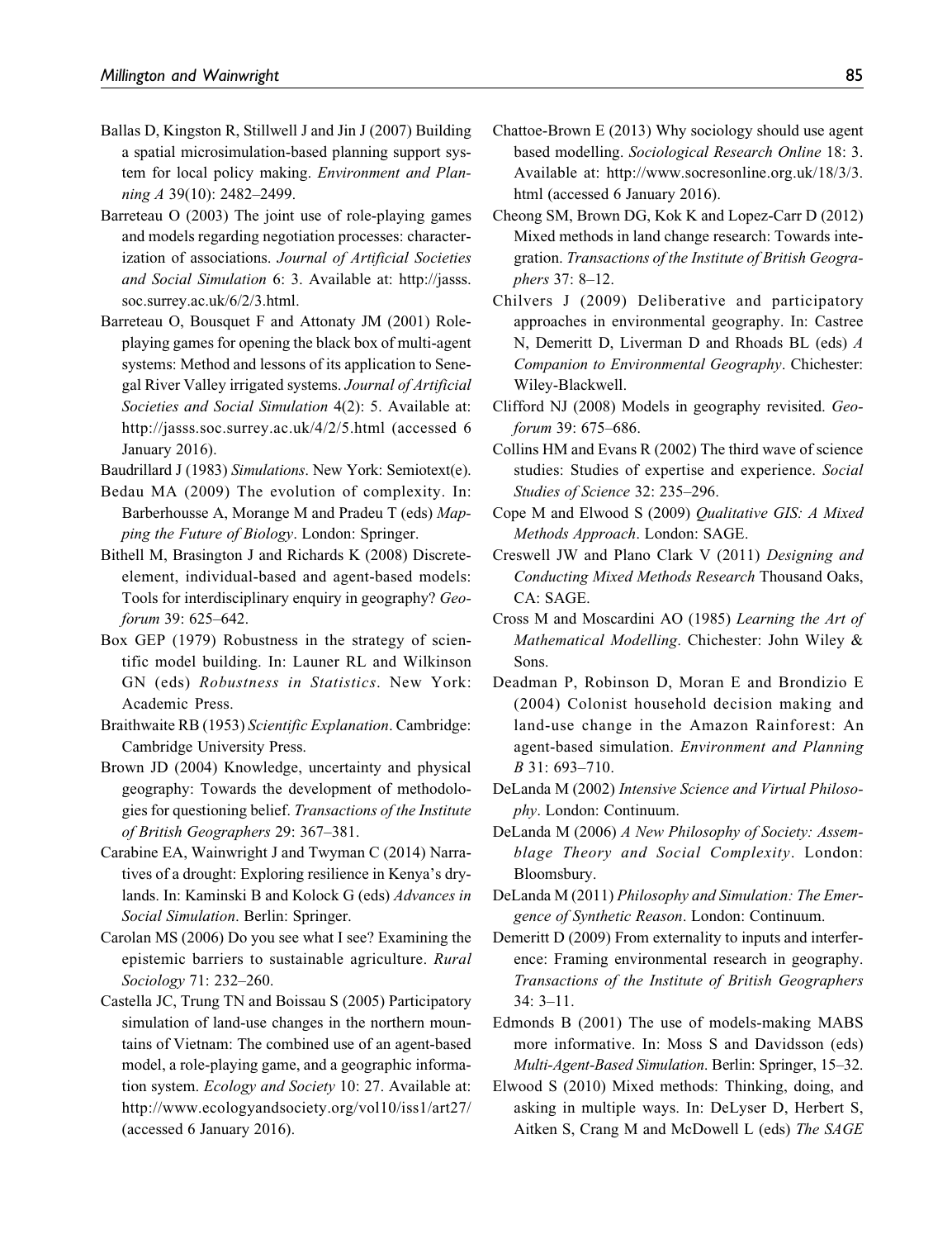Ballas D, Kingston R, Stillwell J and Jin J (2007) Building a spatial microsimulation-based planning support system for local policy making. *Environment and Planning A* 39(10): 2482–2499.

Barreteau O (2003) The joint use of role-playing games and models regarding negotiation processes: characterization of associations. *Journal of Artificial Societies and Social Simulation* 6: 3. Available at: http://jasss.soc.surrey.ac.uk/6/2/3.html.

Barreteau O, Bousquet F and Attonaty JM (2001) Role-playing games for opening the black box of multi-agent systems: Method and lessons of its application to Senegal River Valley irrigated systems. *Journal of Artificial Societies and Social Simulation* 4(2): 5. Available at: http://jasss.soc.surrey.ac.uk/4/2/5.html (accessed 6 January 2016).

Baudrillard J (1983) *Simulations*. New York: Semiotext(e).

Bedau MA (2009) The evolution of complexity. In: Barberhousse A, Morange M and Pradeu T (eds) *Mapping the Future of Biology*. London: Springer.

Bithell M, Brasington J and Richards K (2008) Discrete-element, individual-based and agent-based models: Tools for interdisciplinary enquiry in geography? *Geoforum* 39: 625–642.

Box GEP (1979) Robustness in the strategy of scientific model building. In: Launer RL and Wilkinson GN (eds) *Robustness in Statistics*. New York: Academic Press.

Braithwaite RB (1953) *Scientific Explanation*. Cambridge: Cambridge University Press.

Brown JD (2004) Knowledge, uncertainty and physical geography: Towards the development of methodologies for questioning belief. *Transactions of the Institute of British Geographers* 29: 367–381.

Carabine EA, Wainwright J and Twyman C (2014) Narratives of a drought: Exploring resilience in Kenya's drylands. In: Kaminski B and Kolock G (eds) *Advances in Social Simulation*. Berlin: Springer.

Carolan MS (2006) Do you see what I see? Examining the epistemic barriers to sustainable agriculture. *Rural Sociology* 71: 232–260.

Castella JC, Trung TN and Boissau S (2005) Participatory simulation of land-use changes in the northern mountains of Vietnam: The combined use of an agent-based model, a role-playing game, and a geographic information system. *Ecology and Society* 10: 27. Available at: http://www.ecologyandsociety.org/vol10/iss1/art27/ (accessed 6 January 2016).

Chattoe-Brown E (2013) Why sociology should use agent based modelling. *Sociological Research Online* 18: 3. Available at: http://www.socresonline.org.uk/18/3/3.html (accessed 6 January 2016).

Cheong SM, Brown DG, Kok K and Lopez-Carr D (2012) Mixed methods in land change research: Towards integration. *Transactions of the Institute of British Geographers* 37: 8–12.

Chilvers J (2009) Deliberative and participatory approaches in environmental geography. In: Castree N, Demeritt D, Liverman D and Rhoads BL (eds) *A Companion to Environmental Geography*. Chichester: Wiley-Blackwell.

Clifford NJ (2008) Models in geography revisited. *Geoforum* 39: 675–686.

Collins HM and Evans R (2002) The third wave of science studies: Studies of expertise and experience. *Social Studies of Science* 32: 235–296.

Cope M and Elwood S (2009) *Qualitative GIS: A Mixed Methods Approach*. London: SAGE.

Creswell JW and Plano Clark V (2011) *Designing and Conducting Mixed Methods Research* Thousand Oaks, CA: SAGE.

Cross M and Moscardini AO (1985) *Learning the Art of Mathematical Modelling*. Chichester: John Wiley & Sons.

Deadman P, Robinson D, Moran E and Brondizio E (2004) Colonist household decision making and land-use change in the Amazon Rainforest: An agent-based simulation. *Environment and Planning B* 31: 693–710.

DeLanda M (2002) *Intensive Science and Virtual Philosophy*. London: Continuum.

DeLanda M (2006) *A New Philosophy of Society: Assemblage Theory and Social Complexity*. London: Bloomsbury.

DeLanda M (2011) *Philosophy and Simulation: The Emergence of Synthetic Reason*. London: Continuum.

Demeritt D (2009) From externality to inputs and interference: Framing environmental research in geography. *Transactions of the Institute of British Geographers* 34: 3–11.

Edmonds B (2001) The use of models-making MABS more informative. In: Moss S and Davidsson (eds) *Multi-Agent-Based Simulation*. Berlin: Springer, 15–32.

Elwood S (2010) Mixed methods: Thinking, doing, and asking in multiple ways. In: DeLyser D, Herbert S, Aitken S, Crang M and McDowell L (eds) *The SAGE*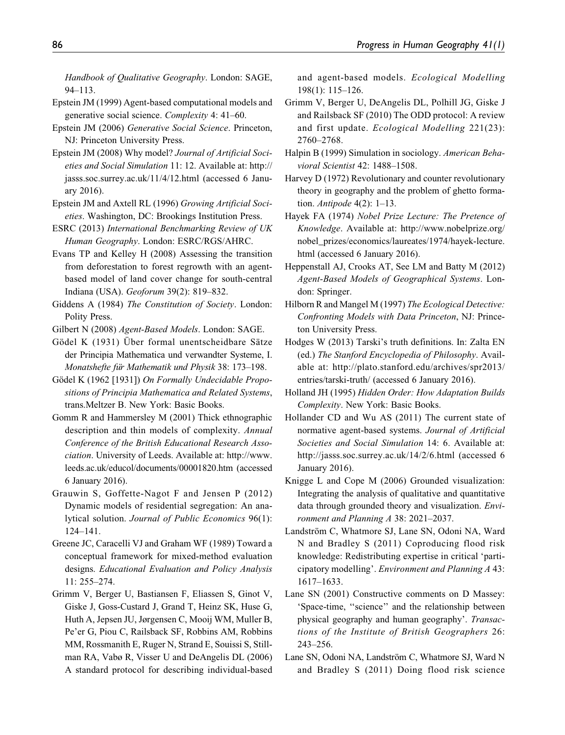*Handbook of Qualitative Geography*. London: SAGE, 94–113.

Epstein JM (1999) Agent-based computational models and generative social science. *Complexity* 4: 41–60.

Epstein JM (2006) *Generative Social Science*. Princeton, NJ: Princeton University Press.

Epstein JM (2008) Why model? *Journal of Artificial Societies and Social Simulation* 11: 12. Available at: http://jasss.soc.surrey.ac.uk/11/4/12.html (accessed 6 January 2016).

Epstein JM and Axtell RL (1996) *Growing Artificial Societies*. Washington, DC: Brookings Institution Press.

ESRC (2013) *International Benchmarking Review of UK Human Geography*. London: ESRC/RGS/AHRC.

Evans TP and Kelley H (2008) Assessing the transition from deforestation to forest regrowth with an agent-based model of land cover change for south-central Indiana (USA). *Geoforum* 39(2): 819–832.

Giddens A (1984) *The Constitution of Society*. London: Polity Press.

Gilbert N (2008) *Agent-Based Models*. London: SAGE.

Gödel K (1931) Über formal unentscheidbare Sätze der Principia Mathematica und verwandter Systeme, I. *Monatshefte für Mathematik und Physik* 38: 173–198.

Gödel K (1962 [1931]) *On Formally Undecidable Propositions of Principia Mathematica and Related Systems*, trans.Meltzer B. New York: Basic Books.

Gomm R and Hammersley M (2001) Thick ethnographic description and thin models of complexity. *Annual Conference of the British Educational Research Association*. University of Leeds. Available at: http://www.leeds.ac.uk/educol/documents/00001820.htm (accessed 6 January 2016).

Grauwin S, Goffette-Nagot F and Jensen P (2012) Dynamic models of residential segregation: An analytical solution. *Journal of Public Economics* 96(1): 124–141.

Greene JC, Caracelli VJ and Graham WF (1989) Toward a conceptual framework for mixed-method evaluation designs. *Educational Evaluation and Policy Analysis* 11: 255–274.

Grimm V, Berger U, Bastiansen F, Eliassen S, Ginot V, Giske J, Goss-Custard J, Grand T, Heinz SK, Huse G, Huth A, Jepsen JU, Jørgensen C, Mooij WM, Muller B, Pe'er G, Piou C, Railsback SF, Robbins AM, Robbins MM, Rossmanith E, Ruger N, Strand E, Souissi S, Stillman RA, Vabø R, Visser U and DeAngelis DL (2006) A standard protocol for describing individual-based and agent-based models. *Ecological Modelling* 198(1): 115–126.

Grimm V, Berger U, DeAngelis DL, Polhill JG, Giske J and Railsback SF (2010) The ODD protocol: A review and first update. *Ecological Modelling* 221(23): 2760–2768.

Halpin B (1999) Simulation in sociology. *American Behavioral Scientist* 42: 1488–1508.

Harvey D (1972) Revolutionary and counter revolutionary theory in geography and the problem of ghetto formation. *Antipode* 4(2): 1–13.

Hayek FA (1974) *Nobel Prize Lecture: The Pretence of Knowledge*. Available at: http://www.nobelprize.org/nobel_prizes/economics/laureates/1974/hayek-lecture.html (accessed 6 January 2016).

Heppenstall AJ, Crooks AT, See LM and Batty M (2012) *Agent-Based Models of Geographical Systems*. London: Springer.

Hilborn R and Mangel M (1997) *The Ecological Detective: Confronting Models with Data Princeton*, NJ: Princeton University Press.

Hodges W (2013) Tarski's truth definitions. In: Zalta EN (ed.) *The Stanford Encyclopedia of Philosophy*. Available at: http://plato.stanford.edu/archives/spr2013/entries/tarski-truth/ (accessed 6 January 2016).

Holland JH (1995) *Hidden Order: How Adaptation Builds Complexity*. New York: Basic Books.

Hollander CD and Wu AS (2011) The current state of normative agent-based systems. *Journal of Artificial Societies and Social Simulation* 14: 6. Available at: http://jasss.soc.surrey.ac.uk/14/2/6.html (accessed 6 January 2016).

Knigge L and Cope M (2006) Grounded visualization: Integrating the analysis of qualitative and quantitative data through grounded theory and visualization. *Environment and Planning A* 38: 2021–2037.

Landström C, Whatmore SJ, Lane SN, Odoni NA, Ward N and Bradley S (2011) Coproducing flood risk knowledge: Redistributing expertise in critical 'participatory modelling'. *Environment and Planning A* 43: 1617–1633.

Lane SN (2001) Constructive comments on D Massey: 'Space-time, "science" and the relationship between physical geography and human geography'. *Transactions of the Institute of British Geographers* 26: 243–256.

Lane SN, Odoni NA, Landström C, Whatmore SJ, Ward N and Bradley S (2011) Doing flood risk science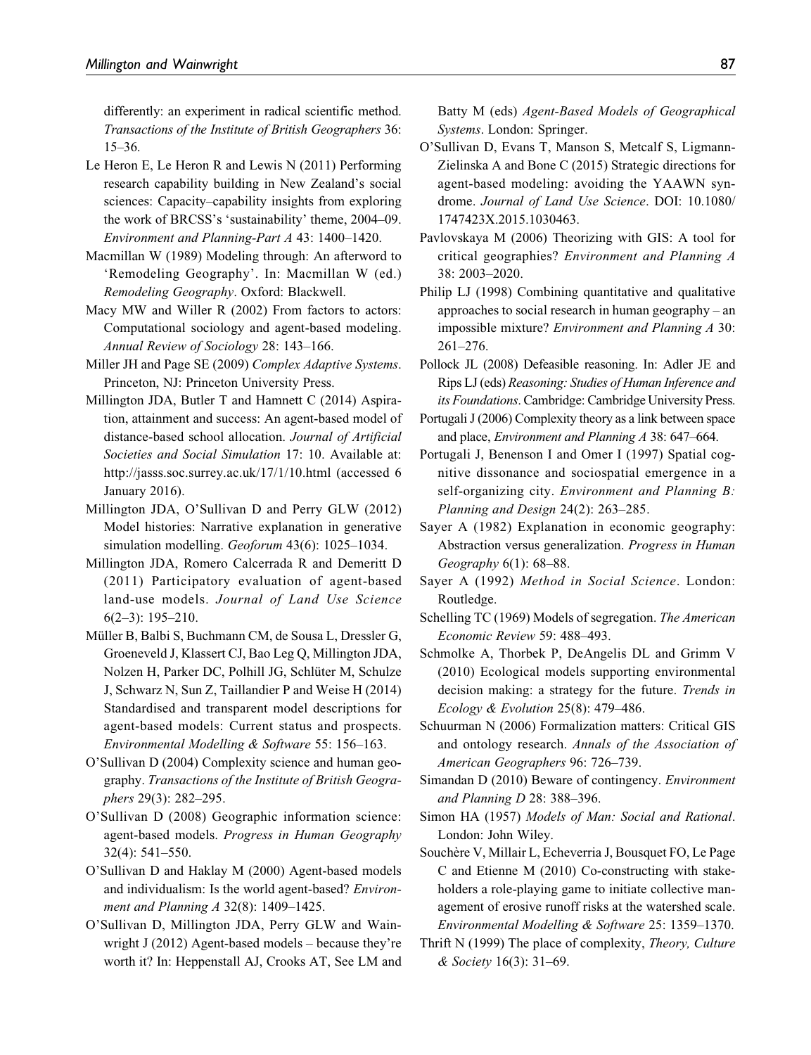differently: an experiment in radical scientific method. *Transactions of the Institute of British Geographers* 36: 15–36.

Le Heron E, Le Heron R and Lewis N (2011) Performing research capability building in New Zealand's social sciences: Capacity–capability insights from exploring the work of BRCSS's 'sustainability' theme, 2004–09. *Environment and Planning-Part A* 43: 1400–1420.

Macmillan W (1989) Modeling through: An afterword to 'Remodeling Geography'. In: Macmillan W (ed.) *Remodeling Geography*. Oxford: Blackwell.

Macy MW and Willer R (2002) From factors to actors: Computational sociology and agent-based modeling. *Annual Review of Sociology* 28: 143–166.

Miller JH and Page SE (2009) *Complex Adaptive Systems*. Princeton, NJ: Princeton University Press.

Millington JDA, Butler T and Hamnett C (2014) Aspiration, attainment and success: An agent-based model of distance-based school allocation. *Journal of Artificial Societies and Social Simulation* 17: 10. Available at: http://jasss.soc.surrey.ac.uk/17/1/10.html (accessed 6 January 2016).

Millington JDA, O'Sullivan D and Perry GLW (2012) Model histories: Narrative explanation in generative simulation modelling. *Geoforum* 43(6): 1025–1034.

Millington JDA, Romero Calcerrada R and Demeritt D (2011) Participatory evaluation of agent-based land-use models. *Journal of Land Use Science* 6(2–3): 195–210.

Müller B, Balbi S, Buchmann CM, de Sousa L, Dressler G, Groeneveld J, Klassert CJ, Bao Leg Q, Millington JDA, Nolzen H, Parker DC, Polhill JG, Schlüter M, Schulze J, Schwarz N, Sun Z, Taillandier P and Weise H (2014) Standardised and transparent model descriptions for agent-based models: Current status and prospects. *Environmental Modelling & Software* 55: 156–163.

O'Sullivan D (2004) Complexity science and human geography. *Transactions of the Institute of British Geographers* 29(3): 282–295.

O'Sullivan D (2008) Geographic information science: agent-based models. *Progress in Human Geography* 32(4): 541–550.

O'Sullivan D and Haklay M (2000) Agent-based models and individualism: Is the world agent-based? *Environment and Planning A* 32(8): 1409–1425.

O'Sullivan D, Millington JDA, Perry GLW and Wainwright J (2012) Agent-based models – because they're worth it? In: Heppenstall AJ, Crooks AT, See LM and Batty M (eds) *Agent-Based Models of Geographical Systems*. London: Springer.

O'Sullivan D, Evans T, Manson S, Metcalf S, Ligmann-Zielinska A and Bone C (2015) Strategic directions for agent-based modeling: avoiding the YAAWN syndrome. *Journal of Land Use Science*. DOI: 10.1080/1747423X.2015.1030463.

Pavlovskaya M (2006) Theorizing with GIS: A tool for critical geographies? *Environment and Planning A* 38: 2003–2020.

Philip LJ (1998) Combining quantitative and qualitative approaches to social research in human geography – an impossible mixture? *Environment and Planning A* 30: 261–276.

Pollock JL (2008) Defeasible reasoning. In: Adler JE and Rips LJ (eds) *Reasoning: Studies of Human Inference and its Foundations*. Cambridge: Cambridge University Press.

Portugali J (2006) Complexity theory as a link between space and place, *Environment and Planning A* 38: 647–664.

Portugali J, Benenson I and Omer I (1997) Spatial cognitive dissonance and sociospatial emergence in a self-organizing city. *Environment and Planning B: Planning and Design* 24(2): 263–285.

Sayer A (1982) Explanation in economic geography: Abstraction versus generalization. *Progress in Human Geography* 6(1): 68–88.

Sayer A (1992) *Method in Social Science*. London: Routledge.

Schelling TC (1969) Models of segregation. *The American Economic Review* 59: 488–493.

Schmolke A, Thorbek P, DeAngelis DL and Grimm V (2010) Ecological models supporting environmental decision making: a strategy for the future. *Trends in Ecology & Evolution* 25(8): 479–486.

Schuurman N (2006) Formalization matters: Critical GIS and ontology research. *Annals of the Association of American Geographers* 96: 726–739.

Simandan D (2010) Beware of contingency. *Environment and Planning D* 28: 388–396.

Simon HA (1957) *Models of Man: Social and Rational*. London: John Wiley.

Souchère V, Millair L, Echeverria J, Bousquet FO, Le Page C and Etienne M (2010) Co-constructing with stakeholders a role-playing game to initiate collective management of erosive runoff risks at the watershed scale. *Environmental Modelling & Software* 25: 1359–1370.

Thrift N (1999) The place of complexity, *Theory, Culture & Society* 16(3): 31–69.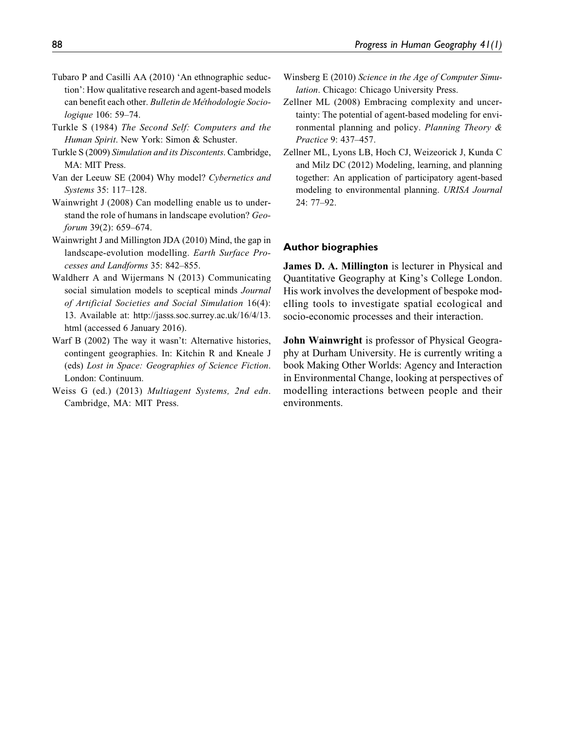Tubaro P and Casilli AA (2010) 'An ethnographic seduction': How qualitative research and agent-based models can benefit each other. *Bulletin de Méthodologie Sociologique* 106: 59–74.

Turkle S (1984) *The Second Self: Computers and the Human Spirit*. New York: Simon & Schuster.

Turkle S (2009) *Simulation and its Discontents*. Cambridge, MA: MIT Press.

Van der Leeuw SE (2004) Why model? *Cybernetics and Systems* 35: 117–128.

Wainwright J (2008) Can modelling enable us to understand the role of humans in landscape evolution? *Geoforum* 39(2): 659–674.

Wainwright J and Millington JDA (2010) Mind, the gap in landscape-evolution modelling. *Earth Surface Processes and Landforms* 35: 842–855.

Waldherr A and Wijermans N (2013) Communicating social simulation models to sceptical minds *Journal of Artificial Societies and Social Simulation* 16(4): 13. Available at: http://jasss.soc.surrey.ac.uk/16/4/13.html (accessed 6 January 2016).

Warf B (2002) The way it wasn't: Alternative histories, contingent geographies. In: Kitchin R and Kneale J (eds) *Lost in Space: Geographies of Science Fiction*. London: Continuum.

Weiss G (ed.) (2013) *Multiagent Systems, 2nd edn*. Cambridge, MA: MIT Press.

Winsberg E (2010) *Science in the Age of Computer Simulation*. Chicago: Chicago University Press.

Zellner ML (2008) Embracing complexity and uncertainty: The potential of agent-based modeling for environmental planning and policy. *Planning Theory & Practice* 9: 437–457.

Zellner ML, Lyons LB, Hoch CJ, Weizeorick J, Kunda C and Milz DC (2012) Modeling, learning, and planning together: An application of participatory agent-based modeling to environmental planning. *URISA Journal* 24: 77–92.

## Author biographies

**James D. A. Millington** is lecturer in Physical and Quantitative Geography at King's College London. His work involves the development of bespoke modelling tools to investigate spatial ecological and socio-economic processes and their interaction.

**John Wainwright** is professor of Physical Geography at Durham University. He is currently writing a book Making Other Worlds: Agency and Interaction in Environmental Change, looking at perspectives of modelling interactions between people and their environments.